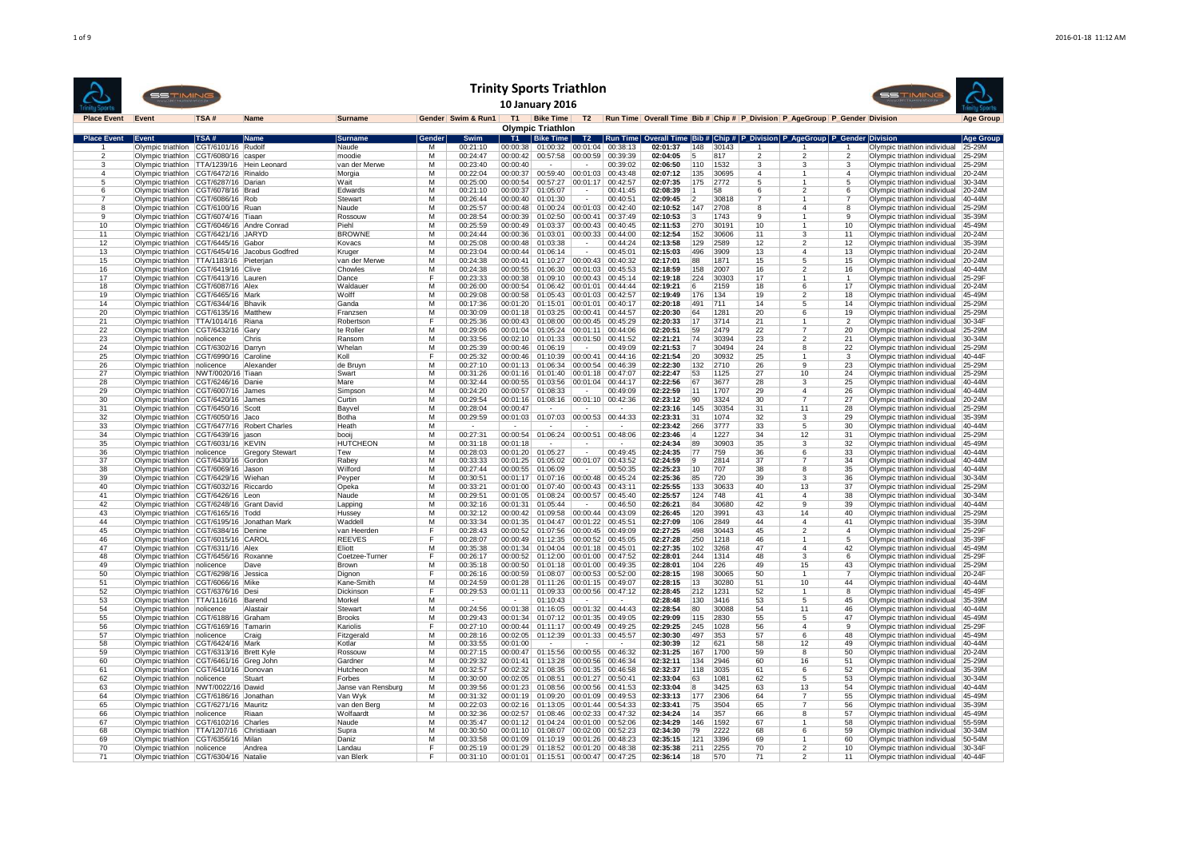# Trinity Sports Triathlon

**10 January 2016**

## Olympic Triathlon

| Place Event | Event | TSA # | Name | Surname | Gender | Swim | T1 | Bike Time | T2 | Run Time | Overall Time | Bib # | Chip # | P_Division | P_AgeGroup | P_Gender | Division | Age Group |
|---|---|---|---|---|---|---|---|---|---|---|---|---|---|---|---|---|---|---|
| 1 | Olympic triathlon | CGT/6101/16 | Rudolf | Naude | M | 00:21:10 | 00:00:38 | 01:00:32 | 00:01:04 | 00:38:13 | 02:01:37 | 148 | 30143 | 1 | 1 | 1 | Olympic triathlon individual | 25-29M |
| 2 | Olympic triathlon | CGT/6080/16 | casper | moodie | M | 00:24:47 | 00:00:42 | 00:57:58 | 00:00:59 | 00:39:39 | 02:04:05 | 5 | 817 | 2 | 2 | 2 | Olympic triathlon individual | 25-29M |
| 3 | Olympic triathlon | TTA/1239/16 | Hein Leonard | van der Merwe | M | 00:23:40 | 00:00:40 | - | - | 00:39:02 | 02:06:50 | 110 | 1532 | 3 | 3 | 3 | Olympic triathlon individual | 25-29M |
| 4 | Olympic triathlon | CGT/6472/16 | Rinaldo | Morgia | M | 00:22:04 | 00:00:37 | 00:59:40 | 00:01:03 | 00:43:48 | 02:07:12 | 135 | 30695 | 4 | 1 | 4 | Olympic triathlon individual | 20-24M |
| 5 | Olympic triathlon | CGT/6287/16 | Darian | Wait | M | 00:25:00 | 00:00:54 | 00:57:27 | 00:01:17 | 00:42:57 | 02:07:35 | 175 | 2772 | 5 | 1 | 5 | Olympic triathlon individual | 30-34M |
| 6 | Olympic triathlon | CGT/6078/16 | Brad | Edwards | M | 00:21:10 | 00:00:37 | 01:05:07 | - | 00:41:45 | 02:08:39 | 1 | 58 | 6 | 2 | 6 | Olympic triathlon individual | 20-24M |
| 7 | Olympic triathlon | CGT/6086/16 | Rob | Stewart | M | 00:26:44 | 00:00:40 | 01:01:30 | - | 00:40:51 | 02:09:45 | 2 | 30818 | 7 | 1 | 7 | Olympic triathlon individual | 40-44M |
| 8 | Olympic triathlon | CGT/6100/16 | Ruan | Naude | M | 00:25:57 | 00:00:48 | 01:00:24 | 00:01:03 | 00:42:40 | 02:10:52 | 147 | 2708 | 8 | 4 | 8 | Olympic triathlon individual | 25-29M |
| 9 | Olympic triathlon | CGT/6074/16 | Tiaan | Rossouw | M | 00:28:54 | 00:00:39 | 01:02:50 | 00:00:41 | 00:37:49 | 02:10:53 | 3 | 1743 | 9 | 1 | 9 | Olympic triathlon individual | 35-39M |
| 10 | Olympic triathlon | CGT/6046/16 | Andre Conrad | Piehl | M | 00:25:59 | 00:00:49 | 01:03:37 | 00:00:43 | 00:40:45 | 02:11:53 | 270 | 30191 | 10 | 1 | 10 | Olympic triathlon individual | 45-49M |
| 11 | Olympic triathlon | CGT/6421/16 | JARYD | BROWNE | M | 00:24:44 | 00:00:36 | 01:03:01 | 00:00:33 | 00:44:00 | 02:12:54 | 152 | 30606 | 11 | 3 | 11 | Olympic triathlon individual | 20-24M |
| 12 | Olympic triathlon | CGT/6445/16 | Gabor | Kovacs | M | 00:25:08 | 00:00:48 | 01:03:38 | - | 00:44:24 | 02:13:58 | 129 | 2589 | 12 | 2 | 12 | Olympic triathlon individual | 35-39M |
| 13 | Olympic triathlon | CGT/6454/16 | Jacobus Godfred | Kruger | M | 00:23:04 | 00:00:44 | 01:06:14 | - | 00:45:01 | 02:15:03 | 496 | 3909 | 13 | 4 | 13 | Olympic triathlon individual | 20-24M |
| 15 | Olympic triathlon | TTA/1183/16 | Pieterjan | van der Merwe | M | 00:24:38 | 00:00:41 | 01:10:27 | 00:00:43 | 00:40:32 | 02:17:01 | 88 | 1871 | 15 | 5 | 15 | Olympic triathlon individual | 20-24M |
| 16 | Olympic triathlon | CGT/6419/16 | Clive | Chowles | M | 00:24:38 | 00:00:55 | 01:06:30 | 00:01:03 | 00:45:53 | 02:18:59 | 158 | 2007 | 16 | 2 | 16 | Olympic triathlon individual | 40-44M |
| 17 | Olympic triathlon | CGT/6413/16 | Lauren | Dance | F | 00:23:33 | 00:00:38 | 01:09:10 | 00:00:43 | 00:45:14 | 02:19:18 | 224 | 30303 | 17 | 1 | 1 | Olympic triathlon individual | 25-29F |
| 18 | Olympic triathlon | CGT/6087/16 | Alex | Waldauer | M | 00:26:00 | 00:00:54 | 01:06:42 | 00:01:01 | 00:44:44 | 02:19:21 | 6 | 2159 | 18 | 6 | 17 | Olympic triathlon individual | 20-24M |
| 19 | Olympic triathlon | CGT/6465/16 | Mark | Wolff | M | 00:29:08 | 00:00:58 | 01:05:43 | 00:01:03 | 00:42:57 | 02:19:49 | 176 | 134 | 19 | 2 | 18 | Olympic triathlon individual | 45-49M |
| 14 | Olympic triathlon | CGT/6344/16 | Bhavik | Ganda | M | 00:17:36 | 00:01:20 | 01:15:01 | 00:01:01 | 00:40:17 | 02:20:18 | 491 | 711 | 14 | 5 | 14 | Olympic triathlon individual | 25-29M |
| 20 | Olympic triathlon | CGT/6135/16 | Matthew | Franzsen | M | 00:30:09 | 00:01:18 | 01:03:25 | 00:00:41 | 00:44:57 | 02:20:30 | 64 | 1281 | 20 | 6 | 19 | Olympic triathlon individual | 25-29M |
| 21 | Olympic triathlon | TTA/1014/16 | Riana | Robertson | F | 00:25:36 | 00:00:43 | 01:08:00 | 00:00:45 | 00:45:29 | 02:20:33 | 17 | 3714 | 21 | 1 | 2 | Olympic triathlon individual | 30-34F |
| 22 | Olympic triathlon | CGT/6432/16 | Gary | te Roller | M | 00:29:06 | 00:01:04 | 01:05:24 | 00:01:11 | 00:44:06 | 02:20:51 | 59 | 2479 | 22 | 7 | 20 | Olympic triathlon individual | 25-29M |
| 23 | Olympic triathlon | nolicence | Chris | Ransom | M | 00:33:56 | 00:02:10 | 01:01:33 | 00:01:50 | 00:41:52 | 02:21:21 | 74 | 30394 | 23 | 2 | 21 | Olympic triathlon individual | 30-34M |
| 24 | Olympic triathlon | CGT/6302/16 | Darryn | Whelan | M | 00:25:39 | 00:00:46 | 01:06:19 | - | 00:49:09 | 02:21:53 | 7 | 30494 | 24 | 8 | 22 | Olympic triathlon individual | 25-29M |
| 25 | Olympic triathlon | CGT/6990/16 | Caroline | Koll | F | 00:25:32 | 00:00:46 | 01:10:39 | 00:00:41 | 00:44:16 | 02:21:54 | 20 | 30932 | 25 | 1 | 3 | Olympic triathlon individual | 40-44F |
| 26 | Olympic triathlon | nolicence | Alexander | de Bruyn | M | 00:27:10 | 00:01:13 | 01:06:34 | 00:00:54 | 00:46:39 | 02:22:30 | 132 | 2710 | 26 | 9 | 23 | Olympic triathlon individual | 25-29M |
| 27 | Olympic triathlon | NWT/0020/16 | Tiaan | Swart | M | 00:31:26 | 00:01:16 | 01:01:40 | 00:01:18 | 00:47:07 | 02:22:47 | 53 | 1125 | 27 | 10 | 24 | Olympic triathlon individual | 25-29M |
| 28 | Olympic triathlon | CGT/6246/16 | Danie | Mare | M | 00:32:44 | 00:00:55 | 01:03:56 | 00:01:04 | 00:44:17 | 02:22:56 | 67 | 3677 | 28 | 3 | 25 | Olympic triathlon individual | 40-44M |
| 29 | Olympic triathlon | CGT/6007/16 | James | Simpson | M | 00:24:20 | 00:00:57 | 01:08:33 | - | 00:49:09 | 02:22:59 | 11 | 1707 | 29 | 4 | 26 | Olympic triathlon individual | 40-44M |
| 30 | Olympic triathlon | CGT/6420/16 | James | Curtin | M | 00:29:54 | 00:01:16 | 01:08:16 | 00:01:10 | 00:42:36 | 02:23:12 | 90 | 3324 | 30 | 7 | 27 | Olympic triathlon individual | 20-24M |
| 31 | Olympic triathlon | CGT/6450/16 | Scott | Bayvel | M | 00:28:04 | 00:00:47 | - | - | - | 02:23:16 | 145 | 30354 | 31 | 11 | 28 | Olympic triathlon individual | 25-29M |
| 32 | Olympic triathlon | CGT/6050/16 | Jaco | Botha | M | 00:29:59 | 00:01:03 | 01:07:03 | 00:00:53 | 00:44:33 | 02:23:31 | 31 | 1074 | 32 | 3 | 29 | Olympic triathlon individual | 35-39M |
| 33 | Olympic triathlon | CGT/6477/16 | Robert Charles | Heath | M | - | - | - | - | - | 02:23:42 | 266 | 3777 | 33 | 5 | 30 | Olympic triathlon individual | 40-44M |
| 34 | Olympic triathlon | CGT/6439/16 | jason | booij | M | 00:27:31 | 00:00:54 | 01:06:24 | 00:00:51 | 00:48:06 | 02:23:46 | 4 | 1227 | 34 | 12 | 31 | Olympic triathlon individual | 25-29M |
| 35 | Olympic triathlon | CGT/6031/16 | KEVIN | HUTCHEON | M | 00:31:18 | 00:01:18 | - | - | - | 02:24:34 | 89 | 30903 | 35 | 3 | 32 | Olympic triathlon individual | 45-49M |
| 36 | Olympic triathlon | nolicence | Gregory Stewart | Tew | M | 00:28:03 | 00:01:20 | 01:05:27 | - | 00:49:45 | 02:24:35 | 77 | 759 | 36 | 6 | 33 | Olympic triathlon individual | 40-44M |
| 37 | Olympic triathlon | CGT/6430/16 | Gordon | Rabey | M | 00:33:33 | 00:01:25 | 01:05:02 | 00:01:07 | 00:43:52 | 02:24:59 | 9 | 2814 | 37 | 7 | 34 | Olympic triathlon individual | 40-44M |
| 38 | Olympic triathlon | CGT/6069/16 | Jason | Wilford | M | 00:27:44 | 00:00:55 | 01:06:09 | - | 00:50:35 | 02:25:23 | 10 | 707 | 38 | 8 | 35 | Olympic triathlon individual | 40-44M |
| 39 | Olympic triathlon | CGT/6429/16 | Wiehan | Peyper | M | 00:30:51 | 00:01:17 | 01:07:16 | 00:00:48 | 00:45:24 | 02:25:36 | 85 | 720 | 39 | 3 | 36 | Olympic triathlon individual | 30-34M |
| 40 | Olympic triathlon | CGT/6032/16 | Riccardo | Opeka | M | 00:33:21 | 00:01:00 | 01:07:40 | 00:00:43 | 00:43:11 | 02:25:55 | 133 | 30633 | 40 | 13 | 37 | Olympic triathlon individual | 25-29M |
| 41 | Olympic triathlon | CGT/6426/16 | Leon | Naude | M | 00:29:51 | 00:01:05 | 01:08:24 | 00:00:57 | 00:45:40 | 02:25:57 | 124 | 748 | 41 | 4 | 38 | Olympic triathlon individual | 30-34M |
| 42 | Olympic triathlon | CGT/6248/16 | Grant David | Lapping | M | 00:32:16 | 00:01:31 | 01:05:44 | - | 00:46:50 | 02:26:21 | 84 | 30680 | 42 | 9 | 39 | Olympic triathlon individual | 40-44M |
| 43 | Olympic triathlon | CGT/6165/16 | Todd | Hussey | M | 00:32:12 | 00:00:42 | 01:09:58 | 00:00:44 | 00:43:09 | 02:26:45 | 120 | 3991 | 43 | 14 | 40 | Olympic triathlon individual | 25-29M |
| 44 | Olympic triathlon | CGT/6195/16 | Jonathan Mark | Waddell | M | 00:33:34 | 00:01:35 | 01:04:47 | 00:01:22 | 00:45:51 | 02:27:09 | 106 | 2849 | 44 | 4 | 41 | Olympic triathlon individual | 35-39M |
| 45 | Olympic triathlon | CGT/6384/16 | Denine | van Heerden | F | 00:28:43 | 00:00:52 | 01:07:56 | 00:00:45 | 00:49:09 | 02:27:25 | 498 | 30443 | 45 | 2 | 4 | Olympic triathlon individual | 25-29F |
| 46 | Olympic triathlon | CGT/6015/16 | CAROL | REEVES | F | 00:28:07 | 00:00:49 | 01:12:35 | 00:00:52 | 00:45:05 | 02:27:28 | 250 | 1218 | 46 | 1 | 5 | Olympic triathlon individual | 35-39F |
| 47 | Olympic triathlon | CGT/6311/16 | Alex | Eliott | M | 00:35:38 | 00:01:34 | 01:04:04 | 00:01:18 | 00:45:01 | 02:27:35 | 102 | 3268 | 47 | 4 | 42 | Olympic triathlon individual | 45-49M |
| 48 | Olympic triathlon | CGT/6456/16 | Roxanne | Coetzee-Turner | F | 00:26:17 | 00:00:52 | 01:12:00 | 00:01:00 | 00:47:52 | 02:28:01 | 244 | 1314 | 48 | 3 | 6 | Olympic triathlon individual | 25-29F |
| 49 | Olympic triathlon | nolicence | Dave | Brown | M | 00:35:18 | 00:00:50 | 01:01:18 | 00:01:00 | 00:49:35 | 02:28:01 | 104 | 226 | 49 | 15 | 43 | Olympic triathlon individual | 25-29M |
| 50 | Olympic triathlon | CGT/6298/16 | Jessica | Dignon | F | 00:26:16 | 00:00:59 | 01:08:07 | 00:00:53 | 00:52:00 | 02:28:15 | 198 | 30065 | 50 | 1 | 7 | Olympic triathlon individual | 20-24F |
| 51 | Olympic triathlon | CGT/6066/16 | Mike | Kane-Smith | M | 00:24:59 | 00:01:28 | 01:11:26 | 00:01:15 | 00:49:07 | 02:28:15 | 13 | 30280 | 51 | 10 | 44 | Olympic triathlon individual | 40-44M |
| 52 | Olympic triathlon | CGT/6376/16 | Desi | Dickinson | F | 00:29:53 | 00:01:11 | 01:09:33 | 00:00:56 | 00:47:12 | 02:28:45 | 212 | 1231 | 52 | 1 | 8 | Olympic triathlon individual | 45-49F |
| 53 | Olympic triathlon | TTA/1116/16 | Barend | Morkel | M | - | - | 01:10:43 | - | - | 02:28:48 | 130 | 3416 | 53 | 5 | 45 | Olympic triathlon individual | 35-39M |
| 54 | Olympic triathlon | nolicence | Alastair | Stewart | M | 00:24:56 | 00:01:38 | 01:16:05 | 00:01:32 | 00:44:43 | 02:28:54 | 80 | 30088 | 54 | 11 | 46 | Olympic triathlon individual | 40-44M |
| 55 | Olympic triathlon | CGT/6188/16 | Graham | Brooks | M | 00:29:43 | 00:01:34 | 01:07:12 | 00:01:35 | 00:49:05 | 02:29:09 | 115 | 2830 | 55 | 5 | 47 | Olympic triathlon individual | 45-49M |
| 56 | Olympic triathlon | CGT/6169/16 | Tamarin | Kariolis | F | 00:27:10 | 00:00:44 | 01:11:17 | 00:00:49 | 00:49:25 | 02:29:25 | 245 | 1028 | 56 | 4 | 9 | Olympic triathlon individual | 25-29F |
| 57 | Olympic triathlon | nolicence | Craig | Fitzgerald | M | 00:28:16 | 00:02:05 | 01:12:39 | 00:01:33 | 00:45:57 | 02:30:30 | 497 | 353 | 57 | 6 | 48 | Olympic triathlon individual | 45-49M |
| 58 | Olympic triathlon | CGT/6424/16 | Mark | Kotlar | M | 00:33:55 | 00:01:00 | - | - | - | 02:30:39 | 12 | 621 | 58 | 12 | 49 | Olympic triathlon individual | 40-44M |
| 59 | Olympic triathlon | CGT/6313/16 | Brett Kyle | Rossouw | M | 00:27:15 | 00:00:47 | 01:15:56 | 00:00:55 | 00:46:32 | 02:31:25 | 167 | 1700 | 59 | 8 | 50 | Olympic triathlon individual | 20-24M |
| 60 | Olympic triathlon | CGT/6461/16 | Greg John | Gardner | M | 00:29:32 | 00:01:41 | 01:13:28 | 00:00:56 | 00:46:34 | 02:32:11 | 134 | 2946 | 60 | 16 | 51 | Olympic triathlon individual | 25-29M |
| 61 | Olympic triathlon | CGT/6410/16 | Donovan | Hutcheon | M | 00:32:57 | 00:02:32 | 01:08:35 | 00:01:35 | 00:46:58 | 02:32:37 | 118 | 3035 | 61 | 6 | 52 | Olympic triathlon individual | 35-39M |
| 62 | Olympic triathlon | nolicence | Stuart | Forbes | M | 00:30:00 | 00:02:05 | 01:08:51 | 00:01:27 | 00:50:41 | 02:33:04 | 63 | 1081 | 62 | 5 | 53 | Olympic triathlon individual | 30-34M |
| 63 | Olympic triathlon | NWT/0022/16 | Dawid | Janse van Rensburg | M | 00:39:56 | 00:01:23 | 01:08:56 | 00:00:56 | 00:41:53 | 02:33:04 | 8 | 3425 | 63 | 13 | 54 | Olympic triathlon individual | 40-44M |
| 64 | Olympic triathlon | CGT/6186/16 | Jonathan | Van Wyk | M | 00:31:32 | 00:01:19 | 01:09:20 | 00:01:09 | 00:49:53 | 02:33:13 | 177 | 2306 | 64 | 7 | 55 | Olympic triathlon individual | 45-49M |
| 65 | Olympic triathlon | CGT/6271/16 | Mauritz | van den Berg | M | 00:22:03 | 00:02:16 | 01:13:05 | 00:01:44 | 00:54:33 | 02:33:41 | 75 | 3504 | 65 | 7 | 56 | Olympic triathlon individual | 35-39M |
| 66 | Olympic triathlon | nolicence | Riaan | Wolfaardt | M | 00:32:36 | 00:02:57 | 01:08:46 | 00:02:33 | 00:47:32 | 02:34:24 | 14 | 357 | 66 | 8 | 57 | Olympic triathlon individual | 45-49M |
| 67 | Olympic triathlon | CGT/6102/16 | Charles | Naude | M | 00:35:47 | 00:01:12 | 01:04:24 | 00:01:00 | 00:52:06 | 02:34:29 | 146 | 1592 | 67 | 1 | 58 | Olympic triathlon individual | 55-59M |
| 68 | Olympic triathlon | TTA/1207/16 | Christiaan | Supra | M | 00:30:50 | 00:01:10 | 01:08:07 | 00:02:00 | 00:52:23 | 02:34:30 | 79 | 2222 | 68 | 6 | 59 | Olympic triathlon individual | 30-34M |
| 69 | Olympic triathlon | CGT/6356/16 | Milan | Daniz | M | 00:33:58 | 00:01:09 | 01:10:19 | 00:01:26 | 00:48:23 | 02:35:15 | 121 | 3396 | 69 | 1 | 60 | Olympic triathlon individual | 50-54M |
| 70 | Olympic triathlon | nolicence | Andrea | Landau | F | 00:25:19 | 00:01:29 | 01:18:52 | 00:01:20 | 00:48:38 | 02:35:38 | 211 | 2255 | 70 | 2 | 10 | Olympic triathlon individual | 30-34F |
| 71 | Olympic triathlon | CGT/6304/16 | Natalie | van Blerk | F | 00:31:10 | 00:01:01 | 01:15:51 | 00:00:47 | 00:47:25 | 02:36:14 | 18 | 570 | 71 | 2 | 11 | Olympic triathlon individual | 40-44F |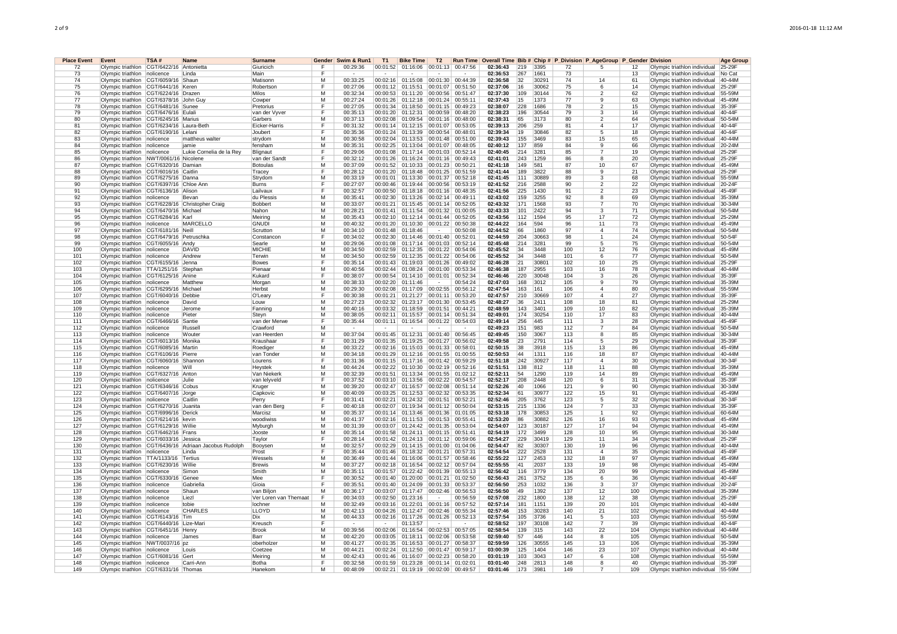| Place Event | Event | TSA # | Name | Surname | Gender | Swim & Run1 | T1 | Bike Time | T2 | Run Time | Overall Time | Bib # | Chip # | P_Division | P_AgeGroup | P_Gender | Division | Age Group |
|---|---|---|---|---|---|---|---|---|---|---|---|---|---|---|---|---|---|---|
| 72 | Olympic triathlon | CGT/6422/16 | Antonietta | Giuricich | F | 00:29:36 | 00:01:52 | 01:16:06 | 00:01:13 | 00:47:56 | 02:36:43 | 219 | 3395 | 72 | 5 | 12 | Olympic triathlon individual | 25-29F |
| 73 | Olympic triathlon | nolicence | Linda | Main | F | - | - | - | - | - | 02:36:53 | 267 | 1661 | 73 | | 13 | Olympic triathlon individual | No Cat |
| 74 | Olympic triathlon | CGT/6059/16 | Shaun | Matisonn | M | 00:33:25 | 00:02:16 | 01:15:08 | 00:01:30 | 00:44:39 | 02:36:58 | 32 | 30291 | 74 | 14 | 61 | Olympic triathlon individual | 40-44M |
| 75 | Olympic triathlon | CGT/6441/16 | Keren | Robertson | F | 00:27:06 | 00:01:12 | 01:15:51 | 00:01:07 | 00:51:50 | 02:37:06 | 16 | 30062 | 75 | 6 | 14 | Olympic triathlon individual | 25-29F |
| 76 | Olympic triathlon | CGT/6224/16 | Drazen | Milos | M | 00:32:34 | 00:00:53 | 01:11:20 | 00:00:56 | 00:51:47 | 02:37:30 | 109 | 30144 | 76 | 2 | 62 | Olympic triathlon individual | 55-59M |
| 77 | Olympic triathlon | CGT/6378/16 | John Guy | Cowper | M | 00:27:24 | 00:01:26 | 01:12:18 | 00:01:24 | 00:55:11 | 02:37:43 | 15 | 1373 | 77 | 9 | 63 | Olympic triathlon individual | 45-49M |
| 78 | Olympic triathlon | CGT/6481/16 | Sunee | Pretorius | F | 00:27:05 | 00:01:34 | 01:18:50 | 00:01:15 | 00:49:23 | 02:38:07 | 228 | 1686 | 78 | 2 | 15 | Olympic triathlon individual | 35-39F |
| 79 | Olympic triathlon | CGT/6476/16 | Eulali | van der Vyver | F | 00:35:13 | 00:01:20 | 01:12:31 | 00:00:59 | 00:48:20 | 02:38:23 | 196 | 30544 | 79 | 3 | 16 | Olympic triathlon individual | 40-44F |
| 80 | Olympic triathlon | CGT/6245/16 | Marius | Garbers | M | 00:37:13 | 00:02:08 | 01:09:54 | 00:01:16 | 00:48:00 | 02:38:31 | 65 | 3173 | 80 | 2 | 64 | Olympic triathlon individual | 50-54M |
| 81 | Olympic triathlon | CGT/6234/16 | Laura-Beth | Eicker-Harris | F | 00:31:32 | 00:01:14 | 01:12:15 | 00:01:07 | 00:53:05 | 02:39:13 | 206 | 259 | 81 | 4 | 17 | Olympic triathlon individual | 40-44F |
| 82 | Olympic triathlon | CGT/6190/16 | Lelani | Joubert | F | 00:35:36 | 00:01:24 | 01:13:39 | 00:00:54 | 00:48:01 | 02:39:34 | 19 | 30846 | 82 | 5 | 18 | Olympic triathlon individual | 40-44F |
| 83 | Olympic triathlon | nolicence | mattheus walter | strydom | M | 00:30:58 | 00:02:04 | 01:13:53 | 00:01:48 | 00:51:00 | 02:39:43 | 155 | 3469 | 83 | 15 | 65 | Olympic triathlon individual | 40-44M |
| 84 | Olympic triathlon | nolicence | jamie | fensham | M | 00:35:31 | 00:02:25 | 01:13:04 | 00:01:07 | 00:48:05 | 02:40:12 | 137 | 859 | 84 | 9 | 66 | Olympic triathlon individual | 20-24M |
| 85 | Olympic triathlon | nolicence | Lukie Cornelia de la Rey | Blignaut | F | 00:29:06 | 00:01:08 | 01:17:14 | 00:01:03 | 00:52:14 | 02:40:45 | 214 | 3281 | 85 | 7 | 19 | Olympic triathlon individual | 25-29F |
| 86 | Olympic triathlon | NWT/0061/16 | Nicolene | van der Sandt | F | 00:32:12 | 00:01:26 | 01:16:24 | 00:01:16 | 00:49:43 | 02:41:01 | 243 | 1259 | 86 | 8 | 20 | Olympic triathlon individual | 25-29F |
| 87 | Olympic triathlon | CGT/6320/16 | Damian | Botoulas | M | 00:37:09 | 00:01:52 | 01:10:33 | 00:01:23 | 00:50:21 | 02:41:18 | 149 | 581 | 87 | 10 | 67 | Olympic triathlon individual | 45-49M |
| 88 | Olympic triathlon | CGT/6016/16 | Caitlin | Tracey | F | 00:28:12 | 00:01:20 | 01:18:48 | 00:01:25 | 00:51:59 | 02:41:44 | 189 | 3822 | 88 | 9 | 21 | Olympic triathlon individual | 25-29F |
| 89 | Olympic triathlon | CGT/6275/16 | Danna | Strydom | M | 00:33:19 | 00:01:01 | 01:13:30 | 00:01:37 | 00:52:18 | 02:41:45 | 111 | 30889 | 89 | 3 | 68 | Olympic triathlon individual | 55-59M |
| 90 | Olympic triathlon | CGT/6397/16 | Chloe Ann | Burns | F | 00:27:07 | 00:00:46 | 01:19:44 | 00:00:56 | 00:53:19 | 02:41:52 | 216 | 2588 | 90 | 2 | 22 | Olympic triathlon individual | 20-24F |
| 91 | Olympic triathlon | CGT/6136/16 | Alison | Lailvaux | F | 00:32:57 | 00:00:50 | 01:18:18 | 00:01:16 | 00:48:35 | 02:41:56 | 225 | 1430 | 91 | 2 | 23 | Olympic triathlon individual | 45-49F |
| 92 | Olympic triathlon | nolicence | Bevan | du Plessis | M | 00:35:41 | 00:02:30 | 01:13:26 | 00:02:14 | 00:49:11 | 02:43:02 | 159 | 3255 | 92 | 8 | 69 | Olympic triathlon individual | 35-39M |
| 93 | Olympic triathlon | CGT/6228/16 | Christopher Craig | Bobbert | M | 00:33:07 | 00:01:21 | 01:15:45 | 00:01:14 | 00:52:05 | 02:43:32 | 171 | 1568 | 93 | 7 | 70 | Olympic triathlon individual | 30-34M |
| 94 | Olympic triathlon | CGT/6470/16 | Michael | Nahon | M | 00:28:21 | 00:01:41 | 01:11:54 | 00:01:32 | 01:00:05 | 02:43:33 | 101 | 2422 | 94 | 3 | 71 | Olympic triathlon individual | 50-54M |
| 95 | Olympic triathlon | CGT/6284/16 | Karl | Meiring | M | 00:35:43 | 00:02:10 | 01:12:14 | 00:01:44 | 00:52:05 | 02:43:56 | 112 | 1594 | 95 | 17 | 72 | Olympic triathlon individual | 25-29M |
| 96 | Olympic triathlon | nolicence | MARCELLO | GNUDI | M | 00:40:32 | 00:01:20 | 01:10:30 | 00:01:22 | 00:50:38 | 02:44:22 | 164 | 594 | 96 | 11 | 73 | Olympic triathlon individual | 45-49M |
| 97 | Olympic triathlon | CGT/6181/16 | Neill | Scrutton | M | 00:34:10 | 00:01:48 | 01:18:46 | - | 00:50:08 | 02:44:52 | 66 | 1860 | 97 | 4 | 74 | Olympic triathlon individual | 50-54M |
| 98 | Olympic triathlon | CGT/6479/16 | Petruschka | Constancon | F | 00:34:02 | 00:02:30 | 01:14:46 | 00:01:40 | 00:52:01 | 02:44:59 | 204 | 30663 | 98 | 1 | 24 | Olympic triathlon individual | 50-54F |
| 99 | Olympic triathlon | CGT/6055/16 | Andy | Searle | M | 00:29:06 | 00:01:08 | 01:17:14 | 00:01:03 | 00:52:14 | 02:45:48 | 214 | 3281 | 99 | 5 | 75 | Olympic triathlon individual | 50-54M |
| 100 | Olympic triathlon | nolicence | DAVID | MICHIE | M | 00:34:50 | 00:02:59 | 01:12:35 | 00:01:22 | 00:54:06 | 02:45:52 | 34 | 3448 | 100 | 12 | 76 | Olympic triathlon individual | 45-49M |
| 101 | Olympic triathlon | nolicence | Andrew | Terwin | M | 00:34:50 | 00:02:59 | 01:12:35 | 00:01:22 | 00:54:06 | 02:45:52 | 34 | 3448 | 101 | 6 | 77 | Olympic triathlon individual | 50-54M |
| 102 | Olympic triathlon | CGT/6155/16 | Jenna | Bowes | F | 00:35:14 | 00:01:43 | 01:19:03 | 00:01:26 | 00:49:02 | 02:46:28 | 21 | 30801 | 102 | 10 | 25 | Olympic triathlon individual | 25-29F |
| 103 | Olympic triathlon | TTA/1251/16 | Stephan | Pienaar | M | 00:40:56 | 00:02:44 | 01:08:24 | 00:01:00 | 00:53:34 | 02:46:38 | 187 | 2955 | 103 | 16 | 78 | Olympic triathlon individual | 40-44M |
| 104 | Olympic triathlon | CGT/6125/16 | Anine | Kukard | F | 00:38:07 | 00:00:54 | 01:14:10 | 00:01:01 | 00:52:34 | 02:46:46 | 220 | 30048 | 104 | 3 | 26 | Olympic triathlon individual | 35-39F |
| 105 | Olympic triathlon | nolicence | Matthew | Morgan | M | 00:38:33 | 00:02:20 | 01:11:46 | - | 00:54:24 | 02:47:03 | 168 | 3012 | 105 | 9 | 79 | Olympic triathlon individual | 35-39M |
| 106 | Olympic triathlon | CGT/6295/16 | Michael | Herbst | M | 00:29:30 | 00:02:08 | 01:17:09 | 00:02:55 | 00:56:12 | 02:47:54 | 163 | 161 | 106 | 4 | 80 | Olympic triathlon individual | 55-59M |
| 107 | Olympic triathlon | CGT/6040/16 | Debbie | O'Leary | F | 00:30:38 | 00:01:21 | 01:21:27 | 00:01:11 | 00:53:20 | 02:47:57 | 210 | 30669 | 107 | 4 | 27 | Olympic triathlon individual | 35-39F |
| 108 | Olympic triathlon | nolicence | David | Louw | M | 00:27:23 | 00:02:32 | 01:23:17 | 00:01:30 | 00:53:45 | 02:48:27 | 36 | 2411 | 108 | 18 | 81 | Olympic triathlon individual | 25-29M |
| 109 | Olympic triathlon | nolicence | Jerome | Fanning | M | 00:40:16 | 00:03:32 | 01:18:59 | 00:01:51 | 00:44:21 | 02:48:59 | 143 | 3401 | 109 | 10 | 82 | Olympic triathlon individual | 35-39M |
| 110 | Olympic triathlon | nolicence | Pieter | Steyn | M | 00:38:05 | 00:02:11 | 01:15:57 | 00:01:14 | 00:51:34 | 02:49:01 | 174 | 30254 | 110 | 17 | 83 | Olympic triathlon individual | 40-44M |
| 111 | Olympic triathlon | CGT/6466/16 | Santie | van der Merwe | F | 00:35:44 | 00:01:11 | 01:16:54 | 00:01:22 | 00:54:03 | 02:49:14 | 256 | 445 | 111 | 3 | 28 | Olympic triathlon individual | 45-49F |
| 112 | Olympic triathlon | nolicence | Russell | Crawford | M | - | - | - | - | - | 02:49:23 | 151 | 983 | 112 | 7 | 84 | Olympic triathlon individual | 50-54M |
| 113 | Olympic triathlon | nolicence | Wouter | van Heerden | M | 00:37:04 | 00:01:45 | 01:12:31 | 00:01:40 | 00:56:45 | 02:49:45 | 150 | 3067 | 113 | 8 | 85 | Olympic triathlon individual | 30-34M |
| 114 | Olympic triathlon | CGT/6013/16 | Monika | Kraushaar | F | 00:31:29 | 00:01:35 | 01:19:25 | 00:01:27 | 00:56:02 | 02:49:58 | 23 | 2791 | 114 | 5 | 29 | Olympic triathlon individual | 35-39F |
| 115 | Olympic triathlon | CGT/6085/16 | Martin | Roediger | M | 00:33:22 | 00:02:16 | 01:15:03 | 00:01:33 | 00:58:01 | 02:50:15 | 38 | 3918 | 115 | 13 | 86 | Olympic triathlon individual | 45-49M |
| 116 | Olympic triathlon | CGT/6106/16 | Pierre | van Tonder | M | 00:34:18 | 00:01:29 | 01:12:16 | 00:01:55 | 01:00:55 | 02:50:53 | 44 | 1311 | 116 | 18 | 87 | Olympic triathlon individual | 40-44M |
| 117 | Olympic triathlon | CGT/6060/16 | Shannon | Lourens | F | 00:31:36 | 00:01:15 | 01:17:16 | 00:01:42 | 00:59:29 | 02:51:18 | 242 | 30927 | 117 | 4 | 30 | Olympic triathlon individual | 30-34F |
| 118 | Olympic triathlon | nolicence | Will | Heystek | M | 00:44:24 | 00:02:22 | 01:10:30 | 00:02:19 | 00:52:16 | 02:51:51 | 138 | 812 | 118 | 11 | 88 | Olympic triathlon individual | 35-39M |
| 119 | Olympic triathlon | CGT/6327/16 | Anton | Van Niekerk | M | 00:32:39 | 00:01:51 | 01:13:34 | 00:01:55 | 01:02:12 | 02:52:11 | 54 | 1290 | 119 | 14 | 89 | Olympic triathlon individual | 45-49M |
| 120 | Olympic triathlon | nolicence | Julie | van lelyveld | F | 00:37:52 | 00:03:10 | 01:13:56 | 00:02:22 | 00:54:57 | 02:52:17 | 208 | 2448 | 120 | 6 | 31 | Olympic triathlon individual | 35-39F |
| 121 | Olympic triathlon | CGT/6346/16 | Cobus | Kruger | M | 00:39:20 | 00:02:47 | 01:16:57 | 00:02:08 | 00:51:14 | 02:52:26 | 40 | 1066 | 121 | 9 | 90 | Olympic triathlon individual | 30-34M |
| 122 | Olympic triathlon | CGT/6407/16 | Jorge | Capkovic | M | 00:40:09 | 00:03:25 | 01:12:53 | 00:02:32 | 00:53:35 | 02:52:34 | 61 | 30977 | 122 | 15 | 91 | Olympic triathlon individual | 45-49M |
| 123 | Olympic triathlon | nolicence | Caitlin | Perry | F | 00:31:41 | 00:02:21 | 01:24:32 | 00:01:51 | 00:52:21 | 02:52:46 | 205 | 3762 | 123 | 5 | 32 | Olympic triathlon individual | 30-34F |
| 124 | Olympic triathlon | CGT/6270/16 | Juanita | van den Berg | F | 00:40:18 | 00:02:07 | 01:19:34 | 00:01:12 | 00:50:04 | 02:53:15 | 215 | 1336 | 124 | 7 | 33 | Olympic triathlon individual | 35-39F |
| 125 | Olympic triathlon | CGT/6996/16 | Derick | Marcisz | M | 00:35:37 | 00:01:14 | 01:13:46 | 00:01:36 | 01:01:05 | 02:53:18 | 178 | 30853 | 125 | 1 | 92 | Olympic triathlon individual | 60-64M |
| 126 | Olympic triathlon | CGT/6214/16 | kevin | woodiwiss | M | 00:41:37 | 00:02:16 | 01:11:53 | 00:01:53 | 00:55:41 | 02:53:20 | 86 | 30882 | 126 | 16 | 93 | Olympic triathlon individual | 45-49M |
| 127 | Olympic triathlon | CGT/6129/16 | Willie | Myburgh | M | 00:31:39 | 00:03:07 | 01:24:42 | 00:01:35 | 00:53:04 | 02:54:07 | 123 | 30187 | 127 | 17 | 94 | Olympic triathlon individual | 45-49M |
| 128 | Olympic triathlon | CGT/6462/16 | Frans | Jooste | M | 00:35:14 | 00:01:58 | 01:24:11 | 00:01:15 | 00:51:41 | 02:54:19 | 172 | 3499 | 128 | 10 | 95 | Olympic triathlon individual | 30-34M |
| 129 | Olympic triathlon | CGT/6033/16 | Jessica | Taylor | F | 00:28:14 | 00:01:42 | 01:24:13 | 00:01:12 | 00:59:06 | 02:54:27 | 229 | 30419 | 129 | 11 | 34 | Olympic triathlon individual | 25-29F |
| 130 | Olympic triathlon | CGT/6436/16 | Adriaan Jacobus Rudolph | Booysen | M | 00:32:57 | 00:02:29 | 01:14:15 | 00:01:00 | 01:04:06 | 02:54:47 | 82 | 30307 | 130 | 19 | 96 | Olympic triathlon individual | 40-44M |
| 131 | Olympic triathlon | nolicence | Linda | Prost | F | 00:35:44 | 00:01:46 | 01:18:32 | 00:01:21 | 00:57:31 | 02:54:54 | 222 | 2528 | 131 | 4 | 35 | Olympic triathlon individual | 45-49F |
| 132 | Olympic triathlon | TTA/1133/16 | Tertius | Wessels | M | 00:36:49 | 00:01:44 | 01:16:06 | 00:01:57 | 00:58:46 | 02:55:22 | 127 | 2453 | 132 | 18 | 97 | Olympic triathlon individual | 45-49M |
| 133 | Olympic triathlon | CGT/6230/16 | Willie | Brewis | M | 00:37:27 | 00:02:18 | 01:16:54 | 00:02:12 | 00:57:04 | 02:55:55 | 41 | 2037 | 133 | 19 | 98 | Olympic triathlon individual | 45-49M |
| 134 | Olympic triathlon | nolicence | Simon | Smith | M | 00:35:11 | 00:01:57 | 01:22:42 | 00:01:39 | 00:55:13 | 02:56:42 | 116 | 3779 | 134 | 20 | 99 | Olympic triathlon individual | 45-49M |
| 135 | Olympic triathlon | CGT/6330/16 | Genee | Mee | F | 00:30:52 | 00:01:40 | 01:20:00 | 00:01:21 | 01:02:50 | 02:56:43 | 261 | 3752 | 135 | 6 | 36 | Olympic triathlon individual | 40-44F |
| 136 | Olympic triathlon | nolicence | Gabriella | Gioia | F | 00:35:51 | 00:01:40 | 01:24:09 | 00:01:33 | 00:53:37 | 02:56:50 | 253 | 1032 | 136 | 3 | 37 | Olympic triathlon individual | 20-24F |
| 137 | Olympic triathlon | nolicence | Shaun | van Biljon | M | 00:36:17 | 00:03:07 | 01:17:47 | 00:02:46 | 00:56:53 | 02:56:50 | 49 | 1392 | 137 | 12 | 100 | Olympic triathlon individual | 35-39M |
| 138 | Olympic triathlon | nolicence | Liezl | Ver Loren van Themaat | F | 00:34:03 | 00:02:50 | 01:23:16 | - | 00:56:59 | 02:57:08 | 232 | 1800 | 138 | 12 | 38 | Olympic triathlon individual | 25-29F |
| 139 | Olympic triathlon | nolicence | tobie | lochner | M | 00:32:49 | 00:03:16 | 01:22:01 | 00:01:16 | 00:57:52 | 02:57:14 | 181 | 1151 | 139 | 20 | 101 | Olympic triathlon individual | 40-44M |
| 140 | Olympic triathlon | nolicence | CHARLES | LLOYD | M | 00:42:13 | 00:04:26 | 01:12:47 | 00:02:46 | 00:55:34 | 02:57:46 | 153 | 30283 | 140 | 21 | 102 | Olympic triathlon individual | 40-44M |
| 141 | Olympic triathlon | CGT/6143/16 | Tim | Dix | M | 00:44:33 | 00:02:16 | 01:17:26 | 00:01:26 | 00:52:13 | 02:57:54 | 105 | 3736 | 141 | 5 | 103 | Olympic triathlon individual | 55-59M |
| 142 | Olympic triathlon | CGT/6440/16 | Lize-Mari | Kreusch | F | - | - | 01:13:57 | - | - | 02:58:52 | 197 | 30108 | 142 | 7 | 39 | Olympic triathlon individual | 40-44F |
| 143 | Olympic triathlon | CGT/6451/16 | Henry | Brook | M | 00:39:56 | 00:02:06 | 01:16:54 | 00:02:53 | 00:57:05 | 02:58:54 | 139 | 315 | 143 | 22 | 104 | Olympic triathlon individual | 40-44M |
| 144 | Olympic triathlon | nolicence | James | Barr | M | 00:42:20 | 00:03:05 | 01:18:11 | 00:02:06 | 00:53:58 | 02:59:40 | 57 | 446 | 144 | 8 | 105 | Olympic triathlon individual | 50-54M |
| 145 | Olympic triathlon | NWT/0037/16 | pz | oberholzer | M | 00:41:27 | 00:01:35 | 01:16:53 | 00:01:27 | 00:58:37 | 02:59:59 | 126 | 30555 | 145 | 13 | 106 | Olympic triathlon individual | 35-39M |
| 146 | Olympic triathlon | nolicence | Louis | Coetzee | M | 00:44:21 | 00:02:24 | 01:12:50 | 00:01:47 | 00:59:17 | 03:00:39 | 125 | 1404 | 146 | 23 | 107 | Olympic triathlon individual | 40-44M |
| 147 | Olympic triathlon | CGT/6081/16 | Gert | Meiring | M | 00:42:43 | 00:01:46 | 01:16:07 | 00:02:23 | 00:58:20 | 03:01:19 | 103 | 3043 | 147 | 6 | 108 | Olympic triathlon individual | 55-59M |
| 148 | Olympic triathlon | nolicence | Carri-Ann | Botha | F | 00:32:58 | 00:01:59 | 01:23:28 | 00:01:14 | 01:02:01 | 03:01:40 | 248 | 2813 | 148 | 8 | 40 | Olympic triathlon individual | 35-39F |
| 149 | Olympic triathlon | CGT/6331/16 | Thomas | Hanekom | M | 00:48:09 | 00:02:21 | 01:19:19 | 00:02:00 | 00:49:57 | 03:01:46 | 173 | 3981 | 149 | 7 | 109 | Olympic triathlon individual | 55-59M |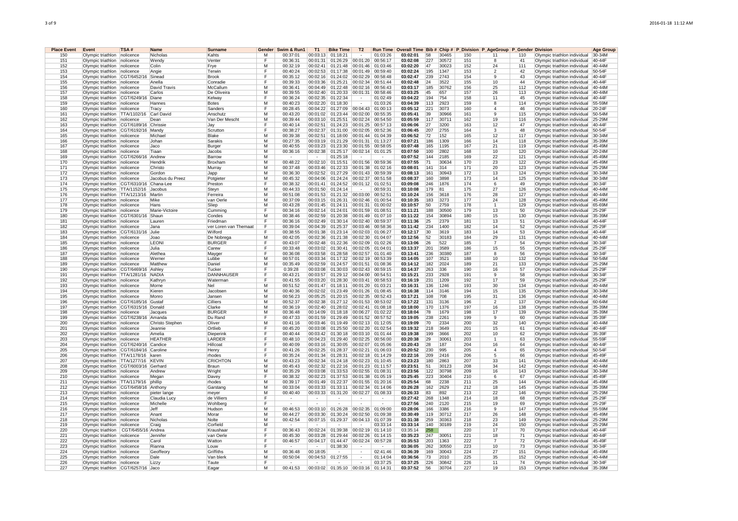| Place Event | Event | TSA # | Name | Surname | Gender | Swim & Run1 | T1 | Bike Time | T2 | Run Time | Overall Time | Bib # | Chip # | P_Division | P_AgeGroup | P_Gender | Division | Age Group |
|---|---|---|---|---|---|---|---|---|---|---|---|---|---|---|---|---|---|---|
| 150 | Olympic triathlon | nolicence | Nicholas | Kahts | M | 00:37:01 | 00:03:13 | 01:18:21 | - | 01:03:26 | 03:02:01 | 58 | 30465 | 150 | 11 | 110 | Olympic triathlon individual | 30-34M |
| 151 | Olympic triathlon | nolicence | Wendy | Venter | F | 00:36:31 | 00:01:31 | 01:26:29 | 00:01:20 | 00:56:17 | 03:02:08 | 227 | 30572 | 151 | 8 | 41 | Olympic triathlon individual | 40-44F |
| 152 | Olympic triathlon | nolicence | Colin | Frye | M | 00:32:19 | 00:02:41 | 01:21:48 | 00:01:46 | 01:03:46 | 03:02:20 | 47 | 30023 | 152 | 24 | 111 | Olympic triathlon individual | 40-44M |
| 153 | Olympic triathlon | nolicence | Angie | Terwin | F | 00:40:24 | 00:02:53 | 01:17:38 | 00:01:49 | 00:59:40 | 03:02:24 | 195 | 1347 | 153 | 2 | 42 | Olympic triathlon individual | 50-54F |
| 154 | Olympic triathlon | CGT/6452/16 | Sinead | Brook | F | 00:35:12 | 00:02:16 | 01:24:02 | 00:02:29 | 00:58:48 | 03:02:47 | 239 | 2743 | 154 | 9 | 43 | Olympic triathlon individual | 40-44F |
| 155 | Olympic triathlon | nolicence | Anella | Conradie | F | 00:39:33 | 00:03:36 | 01:25:21 | 00:02:34 | 00:51:44 | 03:02:48 | 24 | 3522 | 155 | 10 | 44 | Olympic triathlon individual | 40-44F |
| 156 | Olympic triathlon | nolicence | David Travis | McCallum | M | 00:36:41 | 00:04:49 | 01:22:48 | 00:02:16 | 00:56:43 | 03:03:17 | 185 | 30762 | 156 | 25 | 112 | Olympic triathlon individual | 40-44M |
| 157 | Olympic triathlon | nolicence | Carlos | De Oliveira | M | 00:39:55 | 00:02:40 | 01:20:33 | 00:01:31 | 00:58:46 | 03:03:25 | 45 | 657 | 157 | 26 | 113 | Olympic triathlon individual | 40-44M |
| 158 | Olympic triathlon | CGT/6249/16 | Diane | Kelway | F | 00:36:24 | 00:02:35 | 01:22:34 | - | 01:02:49 | 03:04:22 | 194 | 754 | 158 | 11 | 45 | Olympic triathlon individual | 40-44F |
| 159 | Olympic triathlon | nolicence | Hannes | Botes | M | 00:40:23 | 00:02:20 | 01:18:30 | - | 01:03:26 | 03:04:39 | 113 | 2923 | 159 | 8 | 114 | Olympic triathlon individual | 55-59M |
| 160 | Olympic triathlon | nolicence | Tracy | Sanders | F | 00:28:45 | 00:04:22 | 01:27:09 | 00:04:43 | 01:00:13 | 03:05:12 | 221 | 3073 | 160 | 4 | 46 | Olympic triathlon individual | 20-24F |
| 161 | Olympic triathlon | TTA/1102/16 | Carl David | Anschutz | M | 00:43:20 | 00:01:02 | 01:23:44 | 00:02:00 | 00:55:35 | 03:05:41 | 39 | 30966 | 161 | 9 | 115 | Olympic triathlon individual | 50-54M |
| 162 | Olympic triathlon | nolicence | Dean | Van Der Mescht | M | 00:39:44 | 00:03:10 | 01:25:51 | 00:02:24 | 00:54:50 | 03:05:59 | 117 | 30711 | 162 | 19 | 116 | Olympic triathlon individual | 25-29M |
| 163 | Olympic triathlon | CGT/6189/16 | Chrissie | Jay | F | 00:40:14 | 00:02:51 | 01:24:23 | 00:01:25 | 00:57:13 | 03:06:06 | 27 | 3200 | 163 | 12 | 47 | Olympic triathlon individual | 40-44F |
| 164 | Olympic triathlon | CGT/6192/16 | Mandy | Scrutton | F | 00:38:27 | 00:02:37 | 01:31:00 | 00:02:05 | 00:52:36 | 03:06:45 | 207 | 2755 | 164 | 3 | 48 | Olympic triathlon individual | 50-54F |
| 165 | Olympic triathlon | nolicence | Michael | Blake | M | 00:39:38 | 00:02:51 | 01:18:00 | 00:01:44 | 01:04:39 | 03:06:52 | 72 | 152 | 165 | 12 | 117 | Olympic triathlon individual | 30-34M |
| 166 | Olympic triathlon | nolicence | Johan | Sarakis | M | 00:27:35 | 00:03:19 | 01:21:29 | 00:01:31 | 01:13:27 | 03:07:21 | 186 | 1309 | 166 | 14 | 118 | Olympic triathlon individual | 35-39M |
| 167 | Olympic triathlon | nolicence | Jaco | Burger | M | 00:40:55 | 00:03:23 | 01:23:30 | 00:01:55 | 00:58:05 | 03:07:48 | 165 | 1195 | 167 | 21 | 119 | Olympic triathlon individual | 45-49M |
| 168 | Olympic triathlon | nolicence | Tiaan | Jacobs | M | 00:36:16 | 00:02:38 | 01:25:17 | 00:02:14 | 01:01:25 | 03:07:50 | 100 | 2802 | 168 | 10 | 120 | Olympic triathlon individual | 20-24M |
| 169 | Olympic triathlon | CGT/6266/16 | Andrew | Barrow | M | - | - | 01:25:18 | - | - | 03:07:52 | 144 | 2185 | 169 | 22 | 121 | Olympic triathlon individual | 45-49M |
| 170 | Olympic triathlon | nolicence | Hendrik | Broxham | M | 00:48:22 | 00:02:10 | 01:15:51 | 00:01:56 | 00:59:36 | 03:07:55 | 71 | 30634 | 170 | 23 | 122 | Olympic triathlon individual | 45-49M |
| 171 | Olympic triathlon | nolicence | Christo | Murray | M | 00:37:48 | 00:03:46 | 01:22:33 | 00:01:38 | 01:02:16 | 03:08:01 | 141 | 314 | 171 | 20 | 123 | Olympic triathlon individual | 25-29M |
| 172 | Olympic triathlon | nolicence | Gordon | Japp | M | 00:36:30 | 00:02:52 | 01:27:29 | 00:01:43 | 00:59:39 | 03:08:13 | 161 | 30943 | 172 | 13 | 124 | Olympic triathlon individual | 30-34M |
| 173 | Olympic triathlon | nolicence | Jacobus du Preez | Potgieter | M | 00:45:32 | 00:04:06 | 01:24:24 | 00:02:37 | 00:51:58 | 03:08:37 | 160 | 3898 | 173 | 14 | 125 | Olympic triathlon individual | 30-34M |
| 174 | Olympic triathlon | CGT/6310/16 | Chana-Lee | Preston | F | 00:38:32 | 00:01:41 | 01:24:52 | 00:01:12 | 01:02:51 | 03:09:08 | 246 | 1876 | 174 | 6 | 49 | Olympic triathlon individual | 30-34F |
| 175 | Olympic triathlon | TTA/1152/16 | Jacobus | Steyn | M | 00:44:33 | 00:01:50 | 01:24:14 | - | 00:59:31 | 03:10:08 | 179 | 81 | 175 | 27 | 126 | Olympic triathlon individual | 40-44M |
| 176 | Olympic triathlon | TTA/1213/16 | Martin | Ferreira | M | 00:51:08 | 00:01:53 | 01:21:32 | 00:03:00 | 00:52:51 | 03:10:24 | 156 | 3618 | 176 | 28 | 127 | Olympic triathlon individual | 40-44M |
| 177 | Olympic triathlon | nolicence | Mike | van Oerle | M | 00:37:09 | 00:03:15 | 01:26:31 | 00:02:46 | 01:00:54 | 03:10:35 | 183 | 3273 | 177 | 24 | 128 | Olympic triathlon individual | 45-49M |
| 178 | Olympic triathlon | nolicence | Hans | Sliep | M | 00:43:28 | 00:01:45 | 01:24:11 | 00:01:31 | 01:00:02 | 03:10:57 | 50 | 2759 | 178 | 1 | 129 | Olympic triathlon individual | 65-69M |
| 179 | Olympic triathlon | nolicence | Marie-Victoire | Cumming | F | 00:34:16 | 00:02:14 | 01:24:01 | 00:01:59 | 01:08:51 | 03:11:21 | 188 | 30500 | 179 | 13 | 50 | Olympic triathlon individual | 25-29F |
| 180 | Olympic triathlon | CGT/6301/16 | Shaun | Condes | M | 00:38:46 | 00:02:59 | 01:20:38 | 00:01:49 | 01:07:10 | 03:11:22 | 154 | 30894 | 180 | 15 | 130 | Olympic triathlon individual | 35-39M |
| 181 | Olympic triathlon | nolicence | Lauren | Friedman | F | 00:36:16 | 00:02:49 | 01:30:14 | 00:02:40 | 00:59:37 | 03:11:36 | 25 | 2379 | 181 | 13 | 51 | Olympic triathlon individual | 40-44F |
| 182 | Olympic triathlon | nolicence | Jana | ver Loren van Themaat | F | 00:39:04 | 00:04:39 | 01:25:37 | 00:03:46 | 00:58:36 | 03:11:42 | 234 | 1400 | 182 | 14 | 52 | Olympic triathlon individual | 25-29F |
| 183 | Olympic triathlon | CGT/6131/16 | Julie | Wilford | F | 00:38:55 | 00:01:38 | 01:23:14 | 00:02:03 | 01:06:27 | 03:12:17 | 30 | 3619 | 183 | 14 | 53 | Olympic triathlon individual | 40-44F |
| 184 | Olympic triathlon | nolicence | Joao | De Nobrega | M | 00:42:05 | 00:02:36 | 01:21:38 | 00:02:30 | 01:04:07 | 03:12:56 | 52 | 30183 | 184 | 29 | 131 | Olympic triathlon individual | 40-44M |
| 185 | Olympic triathlon | nolicence | LEONI | BURGER | F | 00:43:07 | 00:02:48 | 01:22:36 | 00:02:09 | 01:02:26 | 03:13:06 | 26 | 522 | 185 | 7 | 54 | Olympic triathlon individual | 30-34F |
| 186 | Olympic triathlon | nolicence | Julia | Carew | F | 00:33:48 | 00:03:02 | 01:30:41 | 00:02:05 | 01:04:01 | 03:13:37 | 201 | 3589 | 186 | 15 | 55 | Olympic triathlon individual | 25-29F |
| 187 | Olympic triathlon | nolicence | Alethea | Mayger | F | 00:36:08 | 00:03:58 | 01:28:58 | 00:02:57 | 01:01:40 | 03:13:41 | 236 | 30380 | 187 | 8 | 56 | Olympic triathlon individual | 30-34F |
| 188 | Olympic triathlon | nolicence | Werner | Lubbe | M | 00:57:01 | 00:03:34 | 01:17:32 | 00:02:19 | 00:53:39 | 03:14:05 | 107 | 3521 | 188 | 10 | 132 | Olympic triathlon individual | 50-54M |
| 189 | Olympic triathlon | nolicence | Matthew | Daniel | M | 00:35:49 | 00:02:59 | 01:24:57 | 00:01:51 | 01:08:36 | 03:14:12 | 182 | 2024 | 189 | 21 | 133 | Olympic triathlon individual | 25-29M |
| 190 | Olympic triathlon | CGT/6469/16 | Ashley | Tucker | F | 0:39:28 | 00:03:08 | 01:30:03 | 00:02:43 | 00:59:15 | 03:14:37 | 263 | 336 | 190 | 16 | 57 | Olympic triathlon individual | 25-29F |
| 191 | Olympic triathlon | TTA/1281/16 | NADIA | DANNHAUSER | F | 00:43:21 | 00:03:57 | 01:29:12 | 00:04:00 | 00:54:51 | 03:15:21 | 233 | 2928 | 191 | 9 | 58 | Olympic triathlon individual | 30-34F |
| 192 | Olympic triathlon | nolicence | Kathryn | Waterman | F | 00:41:55 | 00:03:20 | 01:28:30 | 00:03:41 | 00:58:53 | 03:16:19 | 231 | 1209 | 192 | 17 | 59 | Olympic triathlon individual | 25-29F |
| 193 | Olympic triathlon | nolicence | Morne | Nel | M | 00:51:52 | 00:01:47 | 01:18:11 | 00:01:20 | 01:03:21 | 03:16:31 | 136 | 1246 | 193 | 30 | 134 | Olympic triathlon individual | 40-44M |
| 194 | Olympic triathlon | nolicence | Kieren | Jacobsen | M | 00:40:36 | 00:02:02 | 01:23:49 | 00:01:26 | 01:08:45 | 03:16:38 | 114 | 3146 | 194 | 15 | 135 | Olympic triathlon individual | 30-34M |
| 195 | Olympic triathlon | nolicence | Monro | Jansen | M | 00:56:23 | 00:05:25 | 01:20:15 | 00:02:35 | 00:52:43 | 03:17:21 | 108 | 708 | 195 | 31 | 136 | Olympic triathlon individual | 40-44M |
| 196 | Olympic triathlon | CGT/6185/16 | Gustaf | Cilliers | M | 00:52:37 | 00:02:38 | 01:27:12 | 00:01:53 | 00:53:02 | 03:17:22 | 131 | 3136 | 196 | 2 | 137 | Olympic triathlon individual | 60-64M |
| 197 | Olympic triathlon | CGT/6315/16 | Donald | Clarke | M | 00:36:19 | 00:02:40 | 01:28:02 | 00:02:41 | 01:08:18 | 03:18:00 | 170 | 1376 | 197 | 16 | 138 | Olympic triathlon individual | 35-39M |
| 198 | Olympic triathlon | nolicence | Jacques | BURGER | M | 00:36:48 | 00:14:09 | 01:18:18 | 00:06:27 | 01:02:22 | 03:18:04 | 78 | 1679 | 198 | 17 | 139 | Olympic triathlon individual | 35-39M |
| 199 | Olympic triathlon | CGT/6238/16 | Amanda | Du Rand | F | 00:47:33 | 00:01:59 | 01:29:49 | 00:01:52 | 00:57:52 | 03:19:05 | 238 | 2261 | 199 | 9 | 60 | Olympic triathlon individual | 35-39F |
| 200 | Olympic triathlon | nolicence | Christo Stephen | Oliver | M | 00:41:16 | 00:03:46 | 01:19:49 | 00:02:13 | 01:12:05 | 03:19:09 | 70 | 2334 | 200 | 32 | 140 | Olympic triathlon individual | 40-44M |
| 201 | Olympic triathlon | nolicence | Jeannie | Ortlieb | F | 00:45:20 | 00:03:08 | 01:25:50 | 00:02:20 | 01:02:54 | 03:19:32 | 218 | 3649 | 201 | 15 | 61 | Olympic triathlon individual | 40-44F |
| 202 | Olympic triathlon | nolicence | Amelia | Dieperink | F | 00:40:44 | 00:03:42 | 01:30:18 | 00:03:10 | 01:01:44 | 03:19:38 | 199 | 3666 | 202 | 10 | 62 | Olympic triathlon individual | 35-39F |
| 203 | Olympic triathlon | nolicence | HEATHER | LARDER | F | 00:48:10 | 00:04:23 | 01:29:40 | 00:02:25 | 00:56:00 | 03:20:38 | 29 | 30061 | 203 | 1 | 63 | Olympic triathlon individual | 55-59F |
| 204 | Olympic triathlon | CGT/6240/16 | Candice | Hillcoat | F | 00:40:09 | 00:03:16 | 01:30:05 | 00:02:07 | 01:05:06 | 03:20:43 | 28 | 187 | 204 | 16 | 64 | Olympic triathlon individual | 40-44F |
| 205 | Olympic triathlon | CGT/6184/16 | Caroline | Henry | F | 00:41:26 | 00:02:25 | 01:28:37 | 00:02:21 | 01:06:03 | 03:20:52 | 230 | 995 | 205 | 4 | 65 | Olympic triathlon individual | 50-54F |
| 206 | Olympic triathlon | TTA/1178/16 | karen | rhodes | F | 00:35:24 | 00:01:34 | 01:28:31 | 00:02:18 | 01:14:29 | 03:22:16 | 209 | 2416 | 206 | 5 | 66 | Olympic triathlon individual | 45-49F |
| 207 | Olympic triathlon | TTA/1277/16 | KEVIN | CRICHTON | M | 00:43:23 | 00:02:34 | 01:24:18 | 00:02:23 | 01:10:45 | 03:23:23 | 180 | 2863 | 207 | 33 | 141 | Olympic triathlon individual | 40-44M |
| 208 | Olympic triathlon | CGT/6003/16 | Gerhard | Braun | M | 00:45:43 | 00:02:32 | 01:22:16 | 00:01:23 | 01:11:57 | 03:23:51 | 51 | 30123 | 208 | 34 | 142 | Olympic triathlon individual | 40-44M |
| 209 | Olympic triathlon | nolicence | Andrew | Wright | M | 00:35:29 | 00:03:08 | 01:33:53 | 00:02:55 | 01:08:31 | 03:23:56 | 122 | 30798 | 209 | 16 | 143 | Olympic triathlon individual | 30-34M |
| 210 | Olympic triathlon | nolicence | Megan | Davey | F | 00:38:32 | 00:02:23 | 01:37:53 | 00:01:38 | 01:05:19 | 03:25:45 | 223 | 30404 | 210 | 6 | 67 | Olympic triathlon individual | 45-49F |
| 211 | Olympic triathlon | TTA/1179/16 | phillip | rhodes | M | 00:39:17 | 00:01:49 | 01:22:37 | 00:01:55 | 01:20:16 | 03:25:54 | 68 | 2238 | 211 | 25 | 144 | Olympic triathlon individual | 45-49M |
| 212 | Olympic triathlon | CGT/6458/16 | Anthony | Garstang | M | 00:33:04 | 00:03:33 | 01:33:11 | 00:02:34 | 01:14:06 | 03:26:28 | 162 | 2629 | 212 | 18 | 145 | Olympic triathlon individual | 35-39M |
| 213 | Olympic triathlon | nolicence | pieter lange | meyer | M | 00:40:40 | 00:03:33 | 01:31:20 | 00:02:27 | 01:08:33 | 03:26:33 | 83 | 892 | 213 | 22 | 146 | Olympic triathlon individual | 25-29M |
| 214 | Olympic triathlon | nolicence | Claudia Lucy | de Villiers | F | - | - | - | - | - | 03:27:42 | 268 | 1348 | 214 | 18 | 68 | Olympic triathlon individual | 25-29F |
| 215 | Olympic triathlon | nolicence | Michelle | Wohlberg | F | - | - | - | - | - | 03:27:56 | 240 | 2120 | 215 | 19 | 69 | Olympic triathlon individual | 25-29F |
| 216 | Olympic triathlon | nolicence | Jeff | Hudson | M | 00:46:53 | 00:03:10 | 01:26:28 | 00:02:35 | 01:09:00 | 03:28:06 | 166 | 3386 | 216 | 9 | 147 | Olympic triathlon individual | 55-59M |
| 217 | Olympic triathlon | nolicence | Anant | Morar | M | 00:44:27 | 00:03:30 | 01:30:24 | 00:02:50 | 01:09:38 | 03:30:49 | 119 | 30712 | 217 | 26 | 148 | Olympic triathlon individual | 45-49M |
| 218 | Olympic triathlon | nolicence | Nicholas | Nolte | M | 00:42:54 | 00:07:15 | 01:29:37 | 00:04:13 | 01:07:39 | 03:31:38 | 259 | 30363 | 218 | 23 | 149 | Olympic triathlon individual | 25-29M |
| 219 | Olympic triathlon | nolicence | Craig | Corfield | M | - | - | - | - | 03:33:14 | 03:33:14 | 140 | 30189 | 219 | 24 | 150 | Olympic triathlon individual | 25-29M |
| 220 | Olympic triathlon | CGT/6455/16 | Andrea | Kraushaar | F | 00:36:43 | 00:02:24 | 01:39:38 | 00:02:19 | 01:14:10 | 03:35:14 | 258 | | 220 | 17 | 70 | Olympic triathlon individual | 40-44F |
| 221 | Olympic triathlon | nolicence | Jennifer | van Oerle | F | 00:45:30 | 00:03:28 | 01:29:44 | 00:02:26 | 01:14:15 | 03:35:23 | 247 | 30051 | 221 | 18 | 71 | Olympic triathlon individual | 40-44F |
| 222 | Olympic triathlon | nolicence | Carol | Watton | F | 00:46:57 | 00:04:17 | 01:44:47 | 00:02:24 | 00:57:28 | 03:35:53 | 203 | 1363 | 222 | 7 | 72 | Olympic triathlon individual | 45-49F |
| 223 | Olympic triathlon | nolicence | Rianna | Louw | F | - | - | 01:38:30 | - | - | 03:36:05 | 262 | 30550 | 223 | 10 | 73 | Olympic triathlon individual | 30-34F |
| 224 | Olympic triathlon | nolicence | Geoffeory | Griffiths | M | 00:36:48 | 00:18:05 | - | - | 02:41:46 | 03:36:39 | 169 | 30043 | 224 | 27 | 151 | Olympic triathlon individual | 45-49M |
| 225 | Olympic triathlon | nolicence | Dale | Van blerk | M | 00:50:04 | 00:04:53 | 01:27:55 | - | 01:14:04 | 03:36:56 | 73 | 2010 | 225 | 35 | 152 | Olympic triathlon individual | 40-44M |
| 226 | Olympic triathlon | nolicence | Lizzy | Taute | F | - | - | - | - | 03:37:25 | 03:37:25 | 226 | 30842 | 226 | 11 | 74 | Olympic triathlon individual | 30-34F |
| 227 | Olympic triathlon | CGT/6257/16 | Jaco | Eagar | M | 00:41:53 | 00:03:02 | 01:35:10 | 00:03:16 | 01:14:31 | 03:37:52 | 56 | 30704 | 227 | 19 | 153 | Olympic triathlon individual | 35-39M |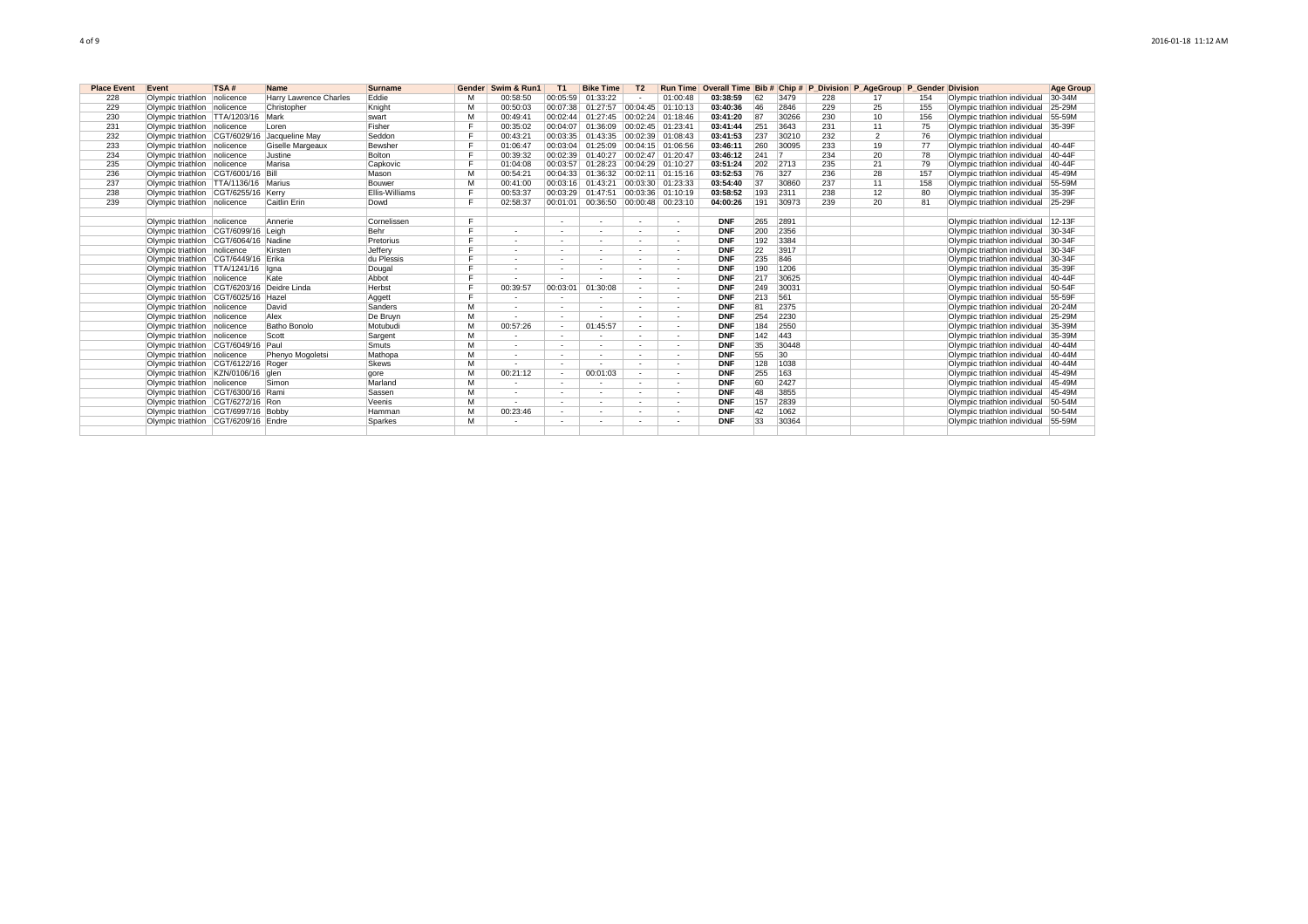| Place Event | Event | TSA # | Name | Surname | Gender | Swim & Run1 | T1 | Bike Time | T2 | Run Time | Overall Time | Bib # | Chip # | P_Division | P_AgeGroup | P_Gender | Division | Age Group |
|---|---|---|---|---|---|---|---|---|---|---|---|---|---|---|---|---|---|---|
| 228 | Olympic triathlon | nolicence | Harry Lawrence Charles | Eddie | M | 00:58:50 | 00:05:59 | 01:33:22 | - | 01:00:48 | **03:38:59** | 62 | 3479 | 228 | 17 | 154 | Olympic triathlon individual | 30-34M |
| 229 | Olympic triathlon | nolicence | Christopher | Knight | M | 00:50:03 | 00:07:38 | 01:27:57 | 00:04:45 | 01:10:13 | **03:40:36** | 46 | 2846 | 229 | 25 | 155 | Olympic triathlon individual | 25-29M |
| 230 | Olympic triathlon | TTA/1203/16 | Mark | swart | M | 00:49:41 | 00:02:44 | 01:27:45 | 00:02:24 | 01:18:46 | **03:41:20** | 87 | 30266 | 230 | 10 | 156 | Olympic triathlon individual | 55-59M |
| 231 | Olympic triathlon | nolicence | Loren | Fisher | F | 00:35:02 | 00:04:07 | 01:36:09 | 00:02:45 | 01:23:41 | **03:41:44** | 251 | 3643 | 231 | 11 | 75 | Olympic triathlon individual | 35-39F |
| 232 | Olympic triathlon | CGT/6029/16 | Jacqueline May | Seddon | F | 00:43:21 | 00:03:35 | 01:43:35 | 00:02:39 | 01:08:43 | **03:41:53** | 237 | 30210 | 232 | 2 | 76 | Olympic triathlon individual | |
| 233 | Olympic triathlon | nolicence | Giselle Margeaux | Bewsher | F | 01:06:47 | 00:03:04 | 01:25:09 | 00:04:15 | 01:06:56 | **03:46:11** | 260 | 30095 | 233 | 19 | 77 | Olympic triathlon individual | 40-44F |
| 234 | Olympic triathlon | nolicence | Justine | Bolton | F | 00:39:32 | 00:02:39 | 01:40:27 | 00:02:47 | 01:20:47 | **03:46:12** | 241 | 7 | 234 | 20 | 78 | Olympic triathlon individual | 40-44F |
| 235 | Olympic triathlon | nolicence | Marisa | Capkovic | F | 01:04:08 | 00:03:57 | 01:28:23 | 00:04:29 | 01:10:27 | **03:51:24** | 202 | 2713 | 235 | 21 | 79 | Olympic triathlon individual | 40-44F |
| 236 | Olympic triathlon | CGT/6001/16 | Bill | Mason | M | 00:54:21 | 00:04:33 | 01:36:32 | 00:02:11 | 01:15:16 | **03:52:53** | 76 | 327 | 236 | 28 | 157 | Olympic triathlon individual | 45-49M |
| 237 | Olympic triathlon | TTA/1136/16 | Marius | Bouwer | M | 00:41:00 | 00:03:16 | 01:43:21 | 00:03:30 | 01:23:33 | **03:54:40** | 37 | 30860 | 237 | 11 | 158 | Olympic triathlon individual | 55-59M |
| 238 | Olympic triathlon | CGT/6255/16 | Kerry | Ellis-Williams | F | 00:53:37 | 00:03:29 | 01:47:51 | 00:03:36 | 01:10:19 | **03:58:52** | 193 | 2311 | 238 | 12 | 80 | Olympic triathlon individual | 35-39F |
| 239 | Olympic triathlon | nolicence | Caitlin Erin | Dowd | F | 02:58:37 | 00:01:01 | 00:36:50 | 00:00:48 | 00:23:10 | **04:00:26** | 191 | 30973 | 239 | 20 | 81 | Olympic triathlon individual | 25-29F |
| | | | | | | | | | | | | | | | | | | |
| | Olympic triathlon | nolicence | Annerie | Cornelissen | F | | - | - | - | - | **DNF** | 265 | 2891 | | | | Olympic triathlon individual | 12-13F |
| | Olympic triathlon | CGT/6099/16 | Leigh | Behr | F | - | - | - | - | - | **DNF** | 200 | 2356 | | | | Olympic triathlon individual | 30-34F |
| | Olympic triathlon | CGT/6064/16 | Nadine | Pretorius | F | - | - | - | - | - | **DNF** | 192 | 3384 | | | | Olympic triathlon individual | 30-34F |
| | Olympic triathlon | nolicence | Kirsten | Jeffery | F | - | - | - | - | - | **DNF** | 22 | 3917 | | | | Olympic triathlon individual | 30-34F |
| | Olympic triathlon | CGT/6449/16 | Erika | du Plessis | F | - | - | - | - | - | **DNF** | 235 | 846 | | | | Olympic triathlon individual | 30-34F |
| | Olympic triathlon | TTA/1241/16 | Igna | Dougal | F | - | - | - | - | - | **DNF** | 190 | 1206 | | | | Olympic triathlon individual | 35-39F |
| | Olympic triathlon | nolicence | Kate | Abbot | F | - | - | - | - | - | **DNF** | 217 | 30625 | | | | Olympic triathlon individual | 40-44F |
| | Olympic triathlon | CGT/6203/16 | Deidre Linda | Herbst | F | 00:39:57 | 00:03:01 | 01:30:08 | - | - | **DNF** | 249 | 30031 | | | | Olympic triathlon individual | 50-54F |
| | Olympic triathlon | CGT/6025/16 | Hazel | Aggett | F | - | - | - | - | - | **DNF** | 213 | 561 | | | | Olympic triathlon individual | 55-59F |
| | Olympic triathlon | nolicence | David | Sanders | M | - | - | - | - | - | **DNF** | 81 | 2375 | | | | Olympic triathlon individual | 20-24M |
| | Olympic triathlon | nolicence | Alex | De Bruyn | M | - | - | - | - | - | **DNF** | 254 | 2230 | | | | Olympic triathlon individual | 25-29M |
| | Olympic triathlon | nolicence | Batho Bonolo | Motubudi | M | 00:57:26 | - | 01:45:57 | - | - | **DNF** | 184 | 2550 | | | | Olympic triathlon individual | 35-39M |
| | Olympic triathlon | nolicence | Scott | Sargent | M | - | - | - | - | - | **DNF** | 142 | 443 | | | | Olympic triathlon individual | 35-39M |
| | Olympic triathlon | CGT/6049/16 | Paul | Smuts | M | - | - | - | - | - | **DNF** | 35 | 30448 | | | | Olympic triathlon individual | 40-44M |
| | Olympic triathlon | nolicence | Phenyo Mogoletsi | Mathopa | M | - | - | - | - | - | **DNF** | 55 | 30 | | | | Olympic triathlon individual | 40-44M |
| | Olympic triathlon | CGT/6122/16 | Roger | Skews | M | - | - | - | - | - | **DNF** | 128 | 1038 | | | | Olympic triathlon individual | 40-44M |
| | Olympic triathlon | KZN/0106/16 | glen | gore | M | 00:21:12 | - | 00:01:03 | - | - | **DNF** | 255 | 163 | | | | Olympic triathlon individual | 45-49M |
| | Olympic triathlon | nolicence | Simon | Marland | M | - | - | - | - | - | **DNF** | 60 | 2427 | | | | Olympic triathlon individual | 45-49M |
| | Olympic triathlon | CGT/6300/16 | Rami | Sassen | M | - | - | - | - | - | **DNF** | 48 | 3855 | | | | Olympic triathlon individual | 45-49M |
| | Olympic triathlon | CGT/6272/16 | Ron | Veenis | M | - | - | - | - | - | **DNF** | 157 | 2839 | | | | Olympic triathlon individual | 50-54M |
| | Olympic triathlon | CGT/6997/16 | Bobby | Hamman | M | 00:23:46 | - | - | - | - | **DNF** | 42 | 1062 | | | | Olympic triathlon individual | 50-54M |
| | Olympic triathlon | CGT/6209/16 | Endre | Sparkes | M | - | - | - | - | - | **DNF** | 33 | 30364 | | | | Olympic triathlon individual | 55-59M |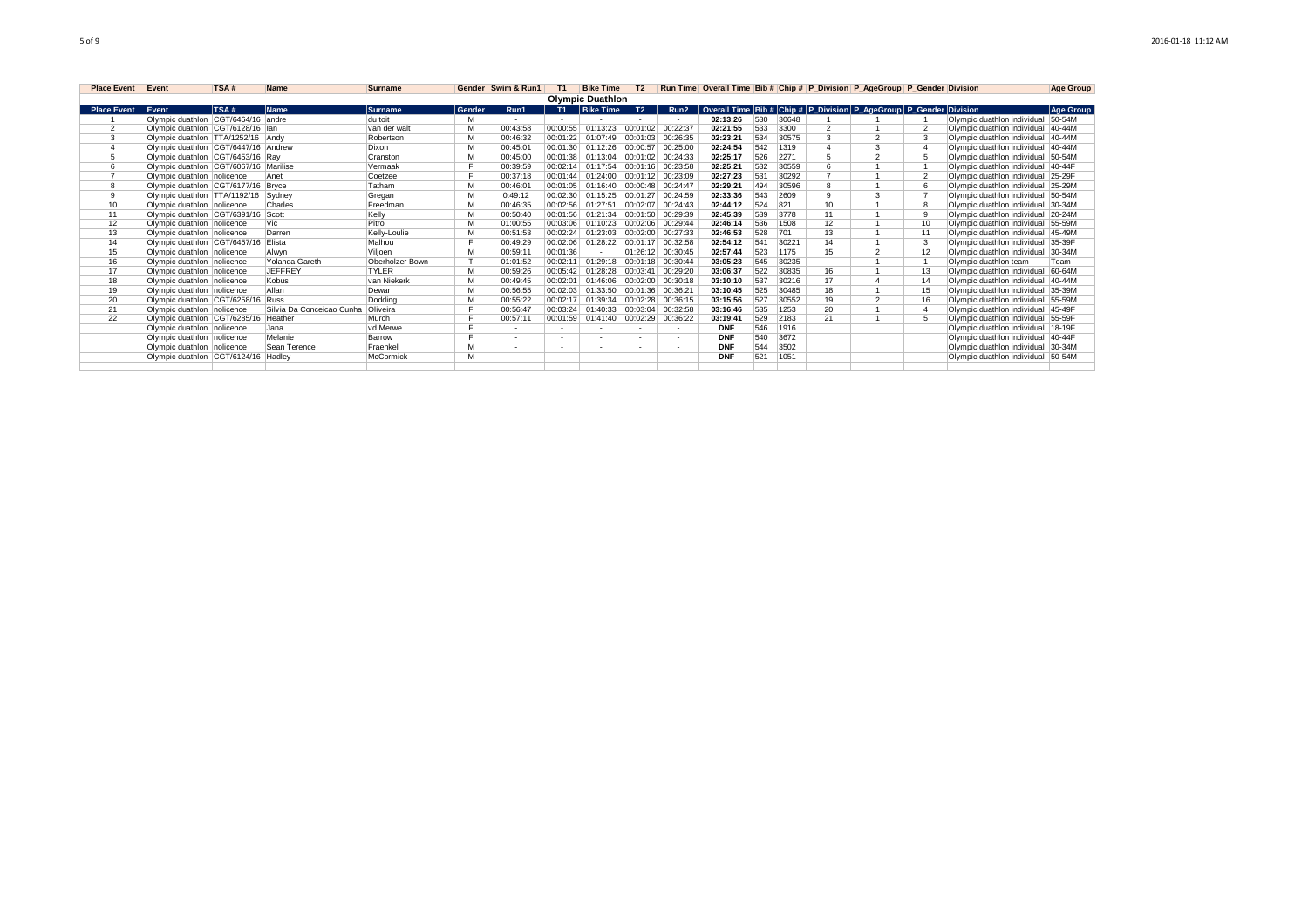| Place Event | Event | TSA # | Name | Surname | Gender | Swim & Run1 | T1 | Bike Time | T2 | Run Time | Overall Time | Bib # | Chip # | P_Division | P_AgeGroup | P_Gender | Division | Age Group |
|---|---|---|---|---|---|---|---|---|---|---|---|---|---|---|---|---|---|---|
| **Olympic Duathlon** | | | | | | | | | | | | | | | | | | |
| **Place Event** | **Event** | **TSA #** | **Name** | **Surname** | **Gender** | **Run1** | **T1** | **Bike Time** | **T2** | **Run2** | **Overall Time** | **Bib #** | **Chip #** | **P_Division** | **P_AgeGroup** | **P_Gender** | **Division** | **Age Group** |
| 1 | Olympic duathlon | CGT/6464/16 | andre | du toit | M | - | - | - | - | - | **02:13:26** | 530 | 30648 | 1 | 1 | 1 | Olympic duathlon individual | 50-54M |
| 2 | Olympic duathlon | CGT/6128/16 | Ian | van der walt | M | 00:43:58 | 00:00:55 | 01:13:23 | 00:01:02 | 00:22:37 | **02:21:55** | 533 | 3300 | 2 | 1 | 2 | Olympic duathlon individual | 40-44M |
| 3 | Olympic duathlon | TTA/1252/16 | Andy | Robertson | M | 00:46:32 | 00:01:22 | 01:07:49 | 00:01:03 | 00:26:35 | **02:23:21** | 534 | 30575 | 3 | 2 | 3 | Olympic duathlon individual | 40-44M |
| 4 | Olympic duathlon | CGT/6447/16 | Andrew | Dixon | M | 00:45:01 | 00:01:30 | 01:12:26 | 00:00:57 | 00:25:00 | **02:24:54** | 542 | 1319 | 4 | 3 | 4 | Olympic duathlon individual | 40-44M |
| 5 | Olympic duathlon | CGT/6453/16 | Ray | Cranston | M | 00:45:00 | 00:01:38 | 01:13:04 | 00:01:02 | 00:24:33 | **02:25:17** | 526 | 2271 | 5 | 2 | 5 | Olympic duathlon individual | 50-54M |
| 6 | Olympic duathlon | CGT/6067/16 | Marilise | Vermaak | F | 00:39:59 | 00:02:14 | 01:17:54 | 00:01:16 | 00:23:58 | **02:25:21** | 532 | 30559 | 6 | 1 | 1 | Olympic duathlon individual | 40-44F |
| 7 | Olympic duathlon | nolicence | Anet | Coetzee | F | 00:37:18 | 00:01:44 | 01:24:00 | 00:01:12 | 00:23:09 | **02:27:23** | 531 | 30292 | 7 | 1 | 2 | Olympic duathlon individual | 25-29F |
| 8 | Olympic duathlon | CGT/6177/16 | Bryce | Tatham | M | 00:46:01 | 00:01:05 | 01:16:40 | 00:00:48 | 00:24:47 | **02:29:21** | 494 | 30596 | 8 | 1 | 6 | Olympic duathlon individual | 25-29M |
| 9 | Olympic duathlon | TTA/1192/16 | Sydney | Gregan | M | 0:49:12 | 00:02:30 | 01:15:25 | 00:01:27 | 00:24:59 | **02:33:36** | 543 | 2609 | 9 | 3 | 7 | Olympic duathlon individual | 50-54M |
| 10 | Olympic duathlon | nolicence | Charles | Freedman | M | 00:46:35 | 00:02:56 | 01:27:51 | 00:02:07 | 00:24:43 | **02:44:12** | 524 | 821 | 10 | 1 | 8 | Olympic duathlon individual | 30-34M |
| 11 | Olympic duathlon | CGT/6391/16 | Scott | Kelly | M | 00:50:40 | 00:01:56 | 01:21:34 | 00:01:50 | 00:29:39 | **02:45:39** | 539 | 3778 | 11 | 1 | 9 | Olympic duathlon individual | 20-24M |
| 12 | Olympic duathlon | nolicence | Vic | Pitro | M | 01:00:55 | 00:03:06 | 01:10:23 | 00:02:06 | 00:29:44 | **02:46:14** | 536 | 1508 | 12 | 1 | 10 | Olympic duathlon individual | 55-59M |
| 13 | Olympic duathlon | nolicence | Darren | Kelly-Loulie | M | 00:51:53 | 00:02:24 | 01:23:03 | 00:02:00 | 00:27:33 | **02:46:53** | 528 | 701 | 13 | 1 | 11 | Olympic duathlon individual | 45-49M |
| 14 | Olympic duathlon | CGT/6457/16 | Elista | Malhou | F | 00:49:29 | 00:02:06 | 01:28:22 | 00:01:17 | 00:32:58 | **02:54:12** | 541 | 30221 | 14 | 1 | 3 | Olympic duathlon individual | 35-39F |
| 15 | Olympic duathlon | nolicence | Alwyn | Viljoen | M | 00:59:11 | 00:01:36 | - | 01:26:12 | 00:30:45 | **02:57:44** | 523 | 1175 | 15 | 2 | 12 | Olympic duathlon individual | 30-34M |
| 16 | Olympic duathlon | nolicence | Yolanda Gareth | Oberholzer Bown | T | 01:01:52 | 00:02:11 | 01:29:18 | 00:01:18 | 00:30:44 | **03:05:23** | 545 | 30235 | | 1 | 1 | Olympic duathlon team | Team |
| 17 | Olympic duathlon | nolicence | JEFFREY | TYLER | M | 00:59:26 | 00:05:42 | 01:28:28 | 00:03:41 | 00:29:20 | **03:06:37** | 522 | 30835 | 16 | 1 | 13 | Olympic duathlon individual | 60-64M |
| 18 | Olympic duathlon | nolicence | Kobus | van Niekerk | M | 00:49:45 | 00:02:01 | 01:46:06 | 00:02:00 | 00:30:18 | **03:10:10** | 537 | 30216 | 17 | 4 | 14 | Olympic duathlon individual | 40-44M |
| 19 | Olympic duathlon | nolicence | Allan | Dewar | M | 00:56:55 | 00:02:03 | 01:33:50 | 00:01:36 | 00:36:21 | **03:10:45** | 525 | 30485 | 18 | 1 | 15 | Olympic duathlon individual | 35-39M |
| 20 | Olympic duathlon | CGT/6258/16 | Russ | Dodding | M | 00:55:22 | 00:02:17 | 01:39:34 | 00:02:28 | 00:36:15 | **03:15:56** | 527 | 30552 | 19 | 2 | 16 | Olympic duathlon individual | 55-59M |
| 21 | Olympic duathlon | nolicence | Silvia Da Conceicao Cunha | Oliveira | F | 00:56:47 | 00:03:24 | 01:40:33 | 00:03:04 | 00:32:58 | **03:16:46** | 535 | 1253 | 20 | 1 | 4 | Olympic duathlon individual | 45-49F |
| 22 | Olympic duathlon | CGT/6285/16 | Heather | Murch | F | 00:57:11 | 00:01:59 | 01:41:40 | 00:02:29 | 00:36:22 | **03:19:41** | 529 | 2183 | 21 | 1 | 5 | Olympic duathlon individual | 55-59F |
| | Olympic duathlon | nolicence | Jana | vd Merwe | F | - | - | - | - | - | **DNF** | 546 | 1916 | | | | Olympic duathlon individual | 18-19F |
| | Olympic duathlon | nolicence | Melanie | Barrow | F | - | - | - | - | - | **DNF** | 540 | 3672 | | | | Olympic duathlon individual | 40-44F |
| | Olympic duathlon | nolicence | Sean Terence | Fraenkel | M | - | - | - | - | - | **DNF** | 544 | 3502 | | | | Olympic duathlon individual | 30-34M |
| | Olympic duathlon | CGT/6124/16 | Hadley | McCormick | M | - | - | - | - | - | **DNF** | 521 | 1051 | | | | Olympic duathlon individual | 50-54M |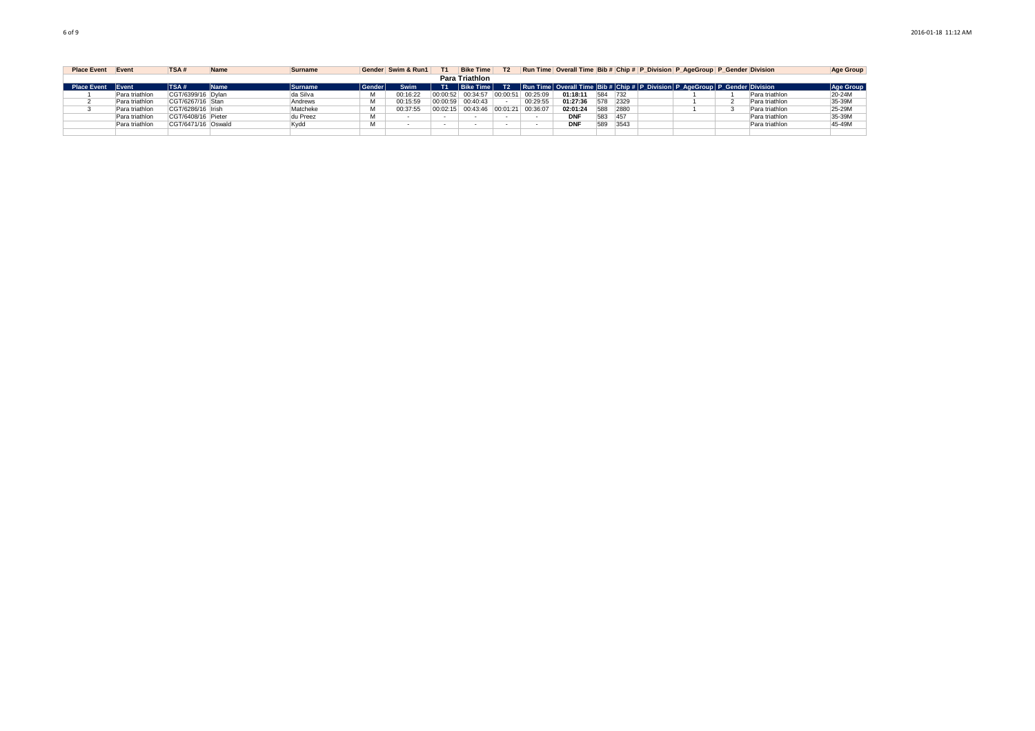| Place Event | Event | TSA # | Name | Surname | Gender | Swim & Run1 | T1 | Bike Time | T2 | Run Time | Overall Time | Bib # | Chip # | P_Division | P_AgeGroup | P_Gender | Division | Age Group |
|---|---|---|---|---|---|---|---|---|---|---|---|---|---|---|---|---|---|---|
| **Para Triathlon** | | | | | | | | | | | | | | | | | | |
| **Place Event** | **Event** | **TSA #** | **Name** | **Surname** | **Gender** | **Swim** | **T1** | **Bike Time** | **T2** | **Run Time** | **Overall Time** | **Bib #** | **Chip #** | **P_Division** | **P_AgeGroup** | **P_Gender** | **Division** | **Age Group** |
| 1 | Para triathlon | CGT/6399/16 | Dylan | da Silva | M | 00:16:22 | 00:00:52 | 00:34:57 | 00:00:51 | 00:25:09 | **01:18:11** | 584 | 732 | | 1 | 1 | Para triathlon | 20-24M |
| 2 | Para triathlon | CGT/6267/16 | Stan | Andrews | M | 00:15:59 | 00:00:59 | 00:40:43 | - | 00:29:55 | **01:27:36** | 578 | 2329 | | 1 | 2 | Para triathlon | 35-39M |
| 3 | Para triathlon | CGT/6286/16 | Irish | Matcheke | M | 00:37:55 | 00:02:15 | 00:43:46 | 00:01:21 | 00:36:07 | **02:01:24** | 588 | 2880 | | 1 | 3 | Para triathlon | 25-29M |
| | Para triathlon | CGT/6408/16 | Pieter | du Preez | M | - | - | - | - | - | **DNF** | 583 | 457 | | | | Para triathlon | 35-39M |
| | Para triathlon | CGT/6471/16 | Oswald | Kydd | M | - | - | - | - | - | **DNF** | 589 | 3543 | | | | Para triathlon | 45-49M |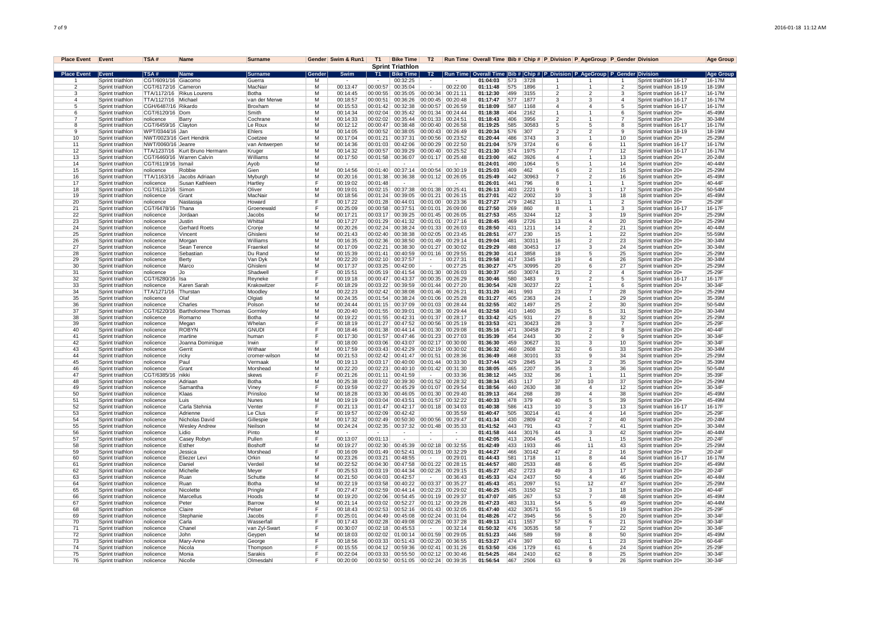| Place Event | Event | TSA # | Name | Surname | Gender | Swim & Run1 | T1 | Bike Time | T2 | Run Time | Overall Time | Bib # | Chip # | P_Division | P_AgeGroup | P_Gender | Division | Age Group |
|---|---|---|---|---|---|---|---|---|---|---|---|---|---|---|---|---|---|---|
| **Sprint Triathlon** | | | | | | | | | | | | | | | | | | |
| **Place Event** | **Event** | **TSA #** | **Name** | **Surname** | **Gender** | **Swim** | **T1** | **Bike Time** | **T2** | **Run Time** | **Overall Time** | **Bib #** | **Chip #** | **P_Division** | **P_AgeGroup** | **P_Gender** | **Division** | **Age Group** |
| 1 | Sprint triathlon | CGT/6091/16 | Giacomo | Guerra | M | - | - | 00:32:25 | - | - | 01:04:03 | 573 | 3728 | 1 | 1 | 1 | Sprint triathlon 16-17 | 16-17M |
| 2 | Sprint triathlon | CGT/6172/16 | Cameron | MacNair | M | 00:13:47 | 00:00:57 | 00:35:04 | - | 00:22:00 | 01:11:48 | 575 | 1896 | 1 | 1 | 2 | Sprint triathlon 18-19 | 18-19M |
| 3 | Sprint triathlon | TTA/1172/16 | Rikus Lourens | Botha | M | 00:14:45 | 00:00:55 | 00:35:05 | 00:00:34 | 00:21:11 | 01:12:30 | 499 | 3155 | 2 | 2 | 3 | Sprint triathlon 16-17 | 16-17M |
| 4 | Sprint triathlon | TTA/1127/16 | Michael | van der Merwe | M | 00:18:57 | 00:00:51 | 00:36:26 | 00:00:45 | 00:20:48 | 01:17:47 | 577 | 1877 | 3 | 3 | 4 | Sprint triathlon 16-17 | 16-17M |
| 5 | Sprint triathlon | CGH/6487/16 | Rikardo | Broxham | M | 00:15:53 | 00:01:42 | 00:32:38 | 00:00:57 | 00:26:59 | 01:18:09 | 587 | 1168 | 4 | 4 | 5 | Sprint triathlon 16-17 | 16-17M |
| 6 | Sprint triathlon | CGT/6120/16 | Dom | Smith | M | 00:14:34 | 00:02:04 | 00:35:42 | 00:01:34 | 00:24:44 | 01:18:38 | 404 | 2162 | 1 | 1 | 6 | Sprint triathlon 20+ | 45-49M |
| 7 | Sprint triathlon | nolicence | Barry | Cochrane | M | 00:14:33 | 00:02:02 | 00:35:44 | 00:01:33 | 00:24:51 | 01:18:43 | 406 | 3956 | 2 | 1 | 7 | Sprint triathlon 20+ | 30-34M |
| 8 | Sprint triathlon | CGT/6459/16 | Clayton | Le Roux | M | 00:12:12 | 00:00:47 | 00:38:48 | 00:00:40 | 00:26:58 | 01:19:25 | 585 | 30583 | 5 | 5 | 8 | Sprint triathlon 16-17 | 16-17M |
| 9 | Sprint triathlon | WPT/0344/16 | Jan | Ehlers | M | 00:14:05 | 00:00:52 | 00:38:05 | 00:00:43 | 00:26:49 | 01:20:34 | 576 | 307 | 2 | 2 | 9 | Sprint triathlon 18-19 | 18-19M |
| 10 | Sprint triathlon | NWT/0023/16 | Gert Hendrik | Coetzee | M | 00:17:04 | 00:01:21 | 00:37:31 | 00:00:56 | 00:23:52 | 01:20:44 | 486 | 3743 | 3 | 1 | 10 | Sprint triathlon 20+ | 25-29M |
| 11 | Sprint triathlon | NWT/0060/16 | Jeanre | van Antwerpen | M | 00:14:36 | 00:01:03 | 00:42:06 | 00:00:29 | 00:22:50 | 01:21:04 | 579 | 3724 | 6 | 6 | 11 | Sprint triathlon 16-17 | 16-17M |
| 12 | Sprint triathlon | TTA/1237/16 | Kurt Bruno Hermann | Kruger | M | 00:14:32 | 00:00:57 | 00:39:29 | 00:00:40 | 00:25:52 | 01:21:30 | 574 | 1975 | 7 | 7 | 12 | Sprint triathlon 16-17 | 16-17M |
| 13 | Sprint triathlon | CGT/6460/16 | Warren Calvin | Williams | M | 00:17:50 | 00:01:58 | 00:36:07 | 00:01:17 | 00:25:48 | 01:23:00 | 462 | 3926 | 4 | 1 | 13 | Sprint triathlon 20+ | 20-24M |
| 14 | Sprint triathlon | CGT/6119/16 | Ismail | Ayob | M | - | - | - | - | - | 01:24:01 | 490 | 1064 | 5 | 1 | 14 | Sprint triathlon 20+ | 40-44M |
| 15 | Sprint triathlon | nolicence | Robbie | Gien | M | 00:14:56 | 00:01:40 | 00:37:14 | 00:00:54 | 00:30:19 | 01:25:03 | 409 | 462 | 6 | 2 | 15 | Sprint triathlon 20+ | 25-29M |
| 16 | Sprint triathlon | TTA/1163/16 | Jacobs Adriaan | Myburgh | M | 00:20:16 | 00:01:38 | 00:36:38 | 00:01:12 | 00:26:05 | 01:25:49 | 442 | 30963 | 7 | 2 | 16 | Sprint triathlon 20+ | 45-49M |
| 17 | Sprint triathlon | nolicence | Susan Kathleen | Hartley | F | 00:19:02 | 00:01:48 | - | - | - | 01:26:01 | 441 | 796 | 8 | 1 | 1 | Sprint triathlon 20+ | 40-44F |
| 18 | Sprint triathlon | CGT/6112/16 | Simon | Oliver | M | 00:19:01 | 00:02:15 | 00:37:38 | 00:01:38 | 00:25:41 | 01:26:13 | 403 | 2221 | 9 | 1 | 17 | Sprint triathlon 20+ | 50-54M |
| 19 | Sprint triathlon | nolicence | Grant | MacNair | M | 00:18:56 | 00:01:24 | 00:39:05 | 00:01:21 | 00:26:15 | 01:27:01 | 422 | 2002 | 10 | 3 | 18 | Sprint triathlon 20+ | 45-49M |
| 20 | Sprint triathlon | nolicence | Nastassja | Howard | F | 00:17:22 | 00:01:28 | 00:44:01 | 00:01:00 | 00:23:36 | 01:27:27 | 479 | 2462 | 11 | 1 | 2 | Sprint triathlon 20+ | 25-29F |
| 21 | Sprint triathlon | CGT/6478/16 | Thana | Groenewald | F | 00:25:09 | 00:00:58 | 00:37:51 | 00:01:01 | 26:09:00 | 01:27:50 | 269 | 860 | 8 | 1 | 3 | Sprint triathlon 16-17 | 16-17F |
| 22 | Sprint triathlon | nolicence | Jordaan | Jacobs | M | 00:17:21 | 00:03:17 | 00:39:25 | 00:01:45 | 00:26:05 | 01:27:53 | 455 | 3244 | 12 | 3 | 19 | Sprint triathlon 20+ | 25-29M |
| 23 | Sprint triathlon | nolicence | Justin | Whittal | M | 00:17:27 | 00:01:29 | 00:41:32 | 00:01:01 | 00:27:16 | 01:28:45 | 469 | 2726 | 13 | 4 | 20 | Sprint triathlon 20+ | 25-29M |
| 24 | Sprint triathlon | nolicence | Gerhard Roets | Cronje | M | 00:20:26 | 00:02:24 | 00:38:24 | 00:01:33 | 00:26:03 | 01:28:50 | 431 | 1211 | 14 | 2 | 21 | Sprint triathlon 20+ | 40-44M |
| 25 | Sprint triathlon | nolicence | Vincent | Ghisleni | M | 00:21:43 | 00:02:40 | 00:38:38 | 00:02:05 | 00:23:45 | 01:28:51 | 477 | 230 | 15 | 1 | 22 | Sprint triathlon 20+ | 55-59M |
| 26 | Sprint triathlon | nolicence | Morgan | Williams | M | 00:16:35 | 00:02:36 | 00:38:50 | 00:01:49 | 00:29:14 | 01:29:04 | 481 | 30311 | 16 | 2 | 23 | Sprint triathlon 20+ | 30-34M |
| 27 | Sprint triathlon | nolicence | Sean Terence | Fraenkel | M | 00:17:09 | 00:02:21 | 00:38:30 | 00:01:27 | 00:30:02 | 01:29:29 | 488 | 30453 | 17 | 3 | 24 | Sprint triathlon 20+ | 30-34M |
| 28 | Sprint triathlon | nolicence | Sebastian | Du Rand | M | 00:15:39 | 00:01:41 | 00:40:59 | 00:01:16 | 00:29:55 | 01:29:30 | 414 | 3858 | 18 | 5 | 25 | Sprint triathlon 20+ | 25-29M |
| 29 | Sprint triathlon | nolicence | Berty | Van Dyk | M | 00:22:20 | 00:02:10 | 00:37:57 | - | 00:27:31 | 01:29:58 | 417 | 3345 | 19 | 4 | 26 | Sprint triathlon 20+ | 30-34M |
| 30 | Sprint triathlon | nolicence | Marco | Ghisleni | M | 00:17:37 | 00:03:25 | 00:42:00 | - | 00:27:25 | 01:30:27 | 475 | 30995 | 20 | 6 | 27 | Sprint triathlon 20+ | 25-29M |
| 31 | Sprint triathlon | nolicence | Jo | Shadwell | F | 00:15:51 | 00:05:19 | 00:41:54 | 00:01:30 | 00:26:03 | 01:30:37 | 450 | 30074 | 21 | 2 | 4 | Sprint triathlon 20+ | 25-29F |
| 32 | Sprint triathlon | CGT/6280/16 | Isa | Reyneke | F | 00:19:18 | 00:00:47 | 00:43:37 | 00:00:35 | 00:26:29 | 01:30:46 | 580 | 3483 | 9 | 2 | 5 | Sprint triathlon 16-17 | 16-17F |
| 33 | Sprint triathlon | nolicence | Karen Sarah | Krakowitzer | F | 00:18:29 | 00:03:22 | 00:39:59 | 00:01:44 | 00:27:20 | 01:30:54 | 428 | 30237 | 22 | 1 | 6 | Sprint triathlon 20+ | 30-34F |
| 34 | Sprint triathlon | TTA/1271/16 | Thurstan | Moodley | M | 00:22:23 | 00:02:42 | 00:38:08 | 00:01:46 | 00:26:21 | 01:31:20 | 461 | 993 | 23 | 7 | 28 | Sprint triathlon 20+ | 25-29M |
| 35 | Sprint triathlon | nolicence | Olaf | Olgiati | M | 00:24:35 | 00:01:54 | 00:38:24 | 00:01:06 | 00:25:28 | 01:31:27 | 405 | 2363 | 24 | 1 | 29 | Sprint triathlon 20+ | 35-39M |
| 36 | Sprint triathlon | nolicence | Charles | Polson | M | 00:24:44 | 00:01:15 | 00:37:09 | 00:01:03 | 00:28:44 | 01:32:55 | 402 | 1497 | 25 | 2 | 30 | Sprint triathlon 20+ | 50-54M |
| 37 | Sprint triathlon | CGT/6220/16 | Bartholomew Thomas | Gormley | M | 00:20:40 | 00:01:55 | 00:39:01 | 00:01:38 | 00:29:44 | 01:32:58 | 410 | 1460 | 26 | 5 | 31 | Sprint triathlon 20+ | 30-34M |
| 38 | Sprint triathlon | nolicence | Romarno | Botha | M | 00:19:22 | 00:01:55 | 00:42:31 | 00:01:37 | 00:28:17 | 01:33:42 | 425 | 931 | 27 | 8 | 32 | Sprint triathlon 20+ | 25-29M |
| 39 | Sprint triathlon | nolicence | Megan | Whelan | F | 00:18:19 | 00:01:27 | 00:47:52 | 00:00:56 | 00:25:19 | 01:33:53 | 421 | 30423 | 28 | 3 | 7 | Sprint triathlon 20+ | 25-29F |
| 40 | Sprint triathlon | nolicence | ROBYN | GNUDI | F | 00:18:46 | 00:01:38 | 00:44:14 | 00:01:30 | 00:29:08 | 01:35:16 | 471 | 30458 | 29 | 2 | 8 | Sprint triathlon 20+ | 40-44F |
| 41 | Sprint triathlon | nolicence | martine | human | F | 00:17:30 | 00:01:57 | 00:47:46 | 00:01:23 | 00:27:03 | 01:35:39 | 454 | 2443 | 30 | 2 | 9 | Sprint triathlon 20+ | 30-34F |
| 42 | Sprint triathlon | nolicence | Joanna Dominique | Irwin | F | 00:18:00 | 00:03:06 | 00:43:07 | 00:02:17 | 00:30:00 | 01:36:30 | 459 | 30627 | 31 | 3 | 10 | Sprint triathlon 20+ | 30-34F |
| 43 | Sprint triathlon | nolicence | Gerrit | Withaar | M | 00:17:59 | 00:03:43 | 00:42:29 | 00:02:19 | 00:30:02 | 01:36:32 | 460 | 2608 | 32 | 6 | 33 | Sprint triathlon 20+ | 30-34M |
| 44 | Sprint triathlon | nolicence | ricky | cromer-wilson | M | 00:21:53 | 00:02:42 | 00:41:47 | 00:01:51 | 00:28:36 | 01:36:49 | 468 | 30101 | 33 | 9 | 34 | Sprint triathlon 20+ | 25-29M |
| 45 | Sprint triathlon | nolicence | Paul | Vermaak | M | 00:19:13 | 00:03:17 | 00:40:00 | 00:01:44 | 00:33:30 | 01:37:44 | 429 | 2845 | 34 | 2 | 35 | Sprint triathlon 20+ | 35-39M |
| 46 | Sprint triathlon | nolicence | Grant | Morshead | M | 00:22:20 | 00:02:23 | 00:40:10 | 00:01:42 | 00:31:30 | 01:38:05 | 465 | 2207 | 35 | 3 | 36 | Sprint triathlon 20+ | 50-54M |
| 47 | Sprint triathlon | CGT/6385/16 | nikki | skews | F | 00:21:26 | 00:01:11 | 00:41:59 | - | 00:33:36 | 01:38:12 | 445 | 332 | 36 | 1 | 11 | Sprint triathlon 20+ | 35-39F |
| 48 | Sprint triathlon | nolicence | Adriaan | Botha | M | 00:25:38 | 00:03:02 | 00:39:30 | 00:01:52 | 00:28:32 | 01:38:34 | 453 | 117 | 37 | 10 | 37 | Sprint triathlon 20+ | 25-29M |
| 49 | Sprint triathlon | nolicence | Samantha | Viney | F | 00:19:59 | 00:02:27 | 00:45:29 | 00:01:07 | 00:29:54 | 01:38:56 | 440 | 2630 | 38 | 4 | 12 | Sprint triathlon 20+ | 30-34F |
| 50 | Sprint triathlon | nolicence | Klaas | Prinsloo | M | 00:18:28 | 00:03:30 | 00:46:05 | 00:01:30 | 00:29:40 | 01:39:13 | 464 | 268 | 39 | 4 | 38 | Sprint triathlon 20+ | 45-49M |
| 51 | Sprint triathlon | nolicence | Luis | Nunes | M | 00:19:19 | 00:03:04 | 00:43:51 | 00:01:57 | 00:32:22 | 01:40:33 | 478 | 379 | 40 | 5 | 39 | Sprint triathlon 20+ | 45-49M |
| 52 | Sprint triathlon | nolicence | Carla Stehnia | Venter | F | 00:21:13 | 00:01:47 | 00:42:17 | 00:01:18 | 00:34:03 | 01:40:38 | 586 | 413 | 10 | 3 | 13 | Sprint triathlon 16-17 | 16-17F |
| 53 | Sprint triathlon | nolicence | Adrienne | Le Clus | F | 00:19:57 | 00:02:09 | 00:42:42 | | 00:35:59 | 01:40:47 | 505 | 30214 | 41 | 4 | 14 | Sprint triathlon 20+ | 25-29F |
| 54 | Sprint triathlon | nolicence | Nicholas David | Gillespie | M | 00:17:32 | 00:02:49 | 00:50:30 | 00:00:56 | 00:29:47 | 01:41:34 | 430 | 2809 | 42 | 2 | 40 | Sprint triathlon 20+ | 20-24M |
| 55 | Sprint triathlon | nolicence | Wesley Andrew | Neilson | M | 00:24:24 | 00:02:35 | 00:37:32 | 00:01:48 | 00:35:33 | 01:41:52 | 443 | 791 | 43 | 7 | 41 | Sprint triathlon 20+ | 30-34M |
| 56 | Sprint triathlon | nolicence | Lidio | Pinto | M | - | - | - | - | - | 01:41:58 | 444 | 30176 | 44 | 3 | 42 | Sprint triathlon 20+ | 40-44M |
| 57 | Sprint triathlon | nolicence | Casey Robyn | Pullen | F | 00:13:07 | 00:01:13 | - | - | - | 01:42:05 | 413 | 2004 | 45 | 1 | 15 | Sprint triathlon 20+ | 20-24F |
| 58 | Sprint triathlon | nolicence | Esther | Boshoff | M | 00:19:27 | 00:02:30 | 00:45:39 | 00:02:18 | 00:32:55 | 01:42:49 | 433 | 1933 | 46 | 11 | 43 | Sprint triathlon 20+ | 25-29M |
| 59 | Sprint triathlon | nolicence | Jessica | Morshead | F | 00:16:09 | 00:01:49 | 00:52:41 | 00:01:19 | 00:32:29 | 01:44:27 | 466 | 30142 | 47 | 2 | 16 | Sprint triathlon 20+ | 20-24F |
| 60 | Sprint triathlon | nolicence | Eliezer Levi | Orkin | M | 00:23:26 | 00:03:21 | 00:48:55 | - | 00:29:01 | 01:44:43 | 581 | 1718 | 11 | 8 | 44 | Sprint triathlon 16-17 | 16-17M |
| 61 | Sprint triathlon | nolicence | Daniel | Verdeil | M | 00:22:52 | 00:04:30 | 00:47:58 | 00:01:22 | 00:28:15 | 01:44:57 | 480 | 2533 | 48 | 6 | 45 | Sprint triathlon 20+ | 45-49M |
| 62 | Sprint triathlon | nolicence | Michelle | Meyer | F | 00:25:53 | 00:03:19 | 00:44:34 | 00:02:26 | 00:29:15 | 01:45:27 | 452 | 2723 | 49 | 3 | 17 | Sprint triathlon 20+ | 20-24F |
| 63 | Sprint triathlon | nolicence | Ruan | Schutte | M | 00:21:50 | 00:04:03 | 00:42:57 | - | 00:36:43 | 01:45:33 | 424 | 2437 | 50 | 4 | 46 | Sprint triathlon 20+ | 40-44M |
| 64 | Sprint triathlon | nolicence | Ruan | Botha | M | 00:22:19 | 00:03:58 | 00:40:22 | 00:03:37 | 00:35:27 | 01:45:43 | 451 | 2097 | 51 | 12 | 47 | Sprint triathlon 20+ | 25-29M |
| 65 | Sprint triathlon | nolicence | Nicolette | Pringle | F | 00:27:47 | 00:02:59 | 00:44:14 | 00:02:23 | 00:29:02 | 01:46:25 | 435 | 3150 | 52 | 3 | 18 | Sprint triathlon 20+ | 40-44F |
| 66 | Sprint triathlon | nolicence | Marcellus | Hoods | M | 00:19:20 | 00:02:06 | 00:54:45 | 00:01:19 | 00:29:37 | 01:47:07 | 485 | 267 | 53 | 7 | 48 | Sprint triathlon 20+ | 45-49M |
| 67 | Sprint triathlon | nolicence | Peter | Barrow | M | 00:21:14 | 00:03:02 | 00:52:27 | 00:01:12 | 00:29:28 | 01:47:23 | 483 | 3131 | 54 | 5 | 49 | Sprint triathlon 20+ | 40-44M |
| 68 | Sprint triathlon | nolicence | Claire | Pelser | F | 00:18:43 | 00:02:53 | 00:52:16 | 00:01:43 | 00:32:05 | 01:47:40 | 432 | 30571 | 55 | 5 | 19 | Sprint triathlon 20+ | 25-29F |
| 69 | Sprint triathlon | nolicence | Stephanie | Jacobs | F | 00:25:01 | 00:04:49 | 00:45:08 | 00:02:24 | 00:31:04 | 01:48:26 | 472 | 3945 | 56 | 5 | 20 | Sprint triathlon 20+ | 30-34F |
| 70 | Sprint triathlon | nolicence | Carla | Wasserfall | F | 00:17:43 | 00:02:28 | 00:49:08 | 00:02:26 | 00:37:28 | 01:49:13 | 411 | 1557 | 57 | 6 | 21 | Sprint triathlon 20+ | 30-34F |
| 71 | Sprint triathlon | nolicence | Chanel | van Zyl-Swart | F | 00:30:07 | 00:02:18 | 00:45:53 | - | 00:32:14 | 01:50:32 | 476 | 30535 | 58 | 7 | 22 | Sprint triathlon 20+ | 30-34F |
| 72 | Sprint triathlon | nolicence | John | Geypen | M | 00:18:03 | 00:02:02 | 01:00:14 | 00:01:59 | 00:29:05 | 01:51:23 | 446 | 589 | 59 | 8 | 50 | Sprint triathlon 20+ | 45-49M |
| 73 | Sprint triathlon | nolicence | Mary-Anne | George | F | 00:18:56 | 00:03:33 | 00:51:43 | 00:02:20 | 00:36:55 | 01:53:27 | 474 | 397 | 60 | 1 | 23 | Sprint triathlon 20+ | 60-64F |
| 74 | Sprint triathlon | nolicence | Nicola | Thompson | F | 00:15:55 | 00:04:12 | 00:59:36 | 00:02:41 | 00:31:26 | 01:53:50 | 436 | 1729 | 61 | 6 | 24 | Sprint triathlon 20+ | 25-29F |
| 75 | Sprint triathlon | nolicence | Monia | Sarakis | F | 00:22:04 | 00:03:33 | 00:55:50 | 00:02:12 | 00:30:46 | 01:54:25 | 484 | 2410 | 62 | 8 | 25 | Sprint triathlon 20+ | 30-34F |
| 76 | Sprint triathlon | nolicence | Nicolle | Olmesdahl | F | 00:20:00 | 00:03:50 | 00:51:05 | 00:02:24 | 00:39:35 | 01:56:54 | 467 | 2506 | 63 | 9 | 26 | Sprint triathlon 20+ | 30-34F |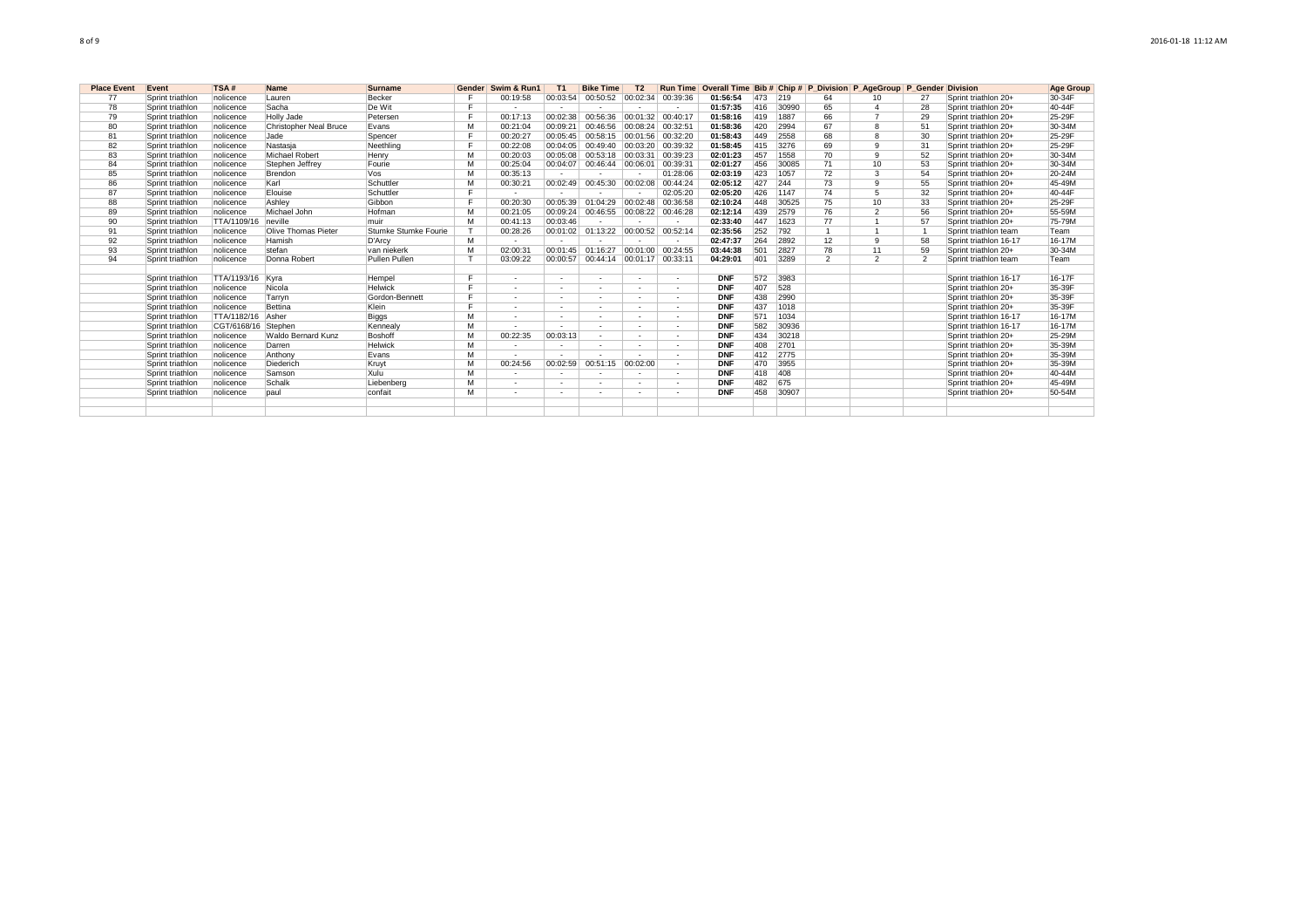| Place Event | Event | TSA # | Name | Surname | Gender | Swim & Run1 | T1 | Bike Time | T2 | Run Time | Overall Time | Bib # | Chip # | P_Division | P_AgeGroup | P_Gender | Division | Age Group |
|---|---|---|---|---|---|---|---|---|---|---|---|---|---|---|---|---|---|---|
| 77 | Sprint triathlon | nolicence | Lauren | Becker | F | 00:19:58 | 00:03:54 | 00:50:52 | 00:02:34 | 00:39:36 | **01:56:54** | 473 | 219 | 64 | 10 | 27 | Sprint triathlon 20+ | 30-34F |
| 78 | Sprint triathlon | nolicence | Sacha | De Wit | F | - | - | - | - | - | **01:57:35** | 416 | 30990 | 65 | 4 | 28 | Sprint triathlon 20+ | 40-44F |
| 79 | Sprint triathlon | nolicence | Holly Jade | Petersen | F | 00:17:13 | 00:02:38 | 00:56:36 | 00:01:32 | 00:40:17 | **01:58:16** | 419 | 1887 | 66 | 7 | 29 | Sprint triathlon 20+ | 25-29F |
| 80 | Sprint triathlon | nolicence | Christopher Neal Bruce | Evans | M | 00:21:04 | 00:09:21 | 00:46:56 | 00:08:24 | 00:32:51 | **01:58:36** | 420 | 2994 | 67 | 8 | 51 | Sprint triathlon 20+ | 30-34M |
| 81 | Sprint triathlon | nolicence | Jade | Spencer | F | 00:20:27 | 00:05:45 | 00:58:15 | 00:01:56 | 00:32:20 | **01:58:43** | 449 | 2558 | 68 | 8 | 30 | Sprint triathlon 20+ | 25-29F |
| 82 | Sprint triathlon | nolicence | Nastasja | Neethling | F | 00:22:08 | 00:04:05 | 00:49:40 | 00:03:20 | 00:39:32 | **01:58:45** | 415 | 3276 | 69 | 9 | 31 | Sprint triathlon 20+ | 25-29F |
| 83 | Sprint triathlon | nolicence | Michael Robert | Henry | M | 00:20:03 | 00:05:08 | 00:53:18 | 00:03:31 | 00:39:23 | **02:01:23** | 457 | 1558 | 70 | 9 | 52 | Sprint triathlon 20+ | 30-34M |
| 84 | Sprint triathlon | nolicence | Stephen Jeffrey | Fourie | M | 00:25:04 | 00:04:07 | 00:46:44 | 00:06:01 | 00:39:31 | **02:01:27** | 456 | 30085 | 71 | 10 | 53 | Sprint triathlon 20+ | 30-34M |
| 85 | Sprint triathlon | nolicence | Brendon | Vos | M | 00:35:13 | - | - | - | 01:28:06 | **02:03:19** | 423 | 1057 | 72 | 3 | 54 | Sprint triathlon 20+ | 20-24M |
| 86 | Sprint triathlon | nolicence | Karl | Schuttler | M | 00:30:21 | 00:02:49 | 00:45:30 | 00:02:08 | 00:44:24 | **02:05:12** | 427 | 244 | 73 | 9 | 55 | Sprint triathlon 20+ | 45-49M |
| 87 | Sprint triathlon | nolicence | Elouise | Schuttler | F | - | - | - | - | 02:05:20 | **02:05:20** | 426 | 1147 | 74 | 5 | 32 | Sprint triathlon 20+ | 40-44F |
| 88 | Sprint triathlon | nolicence | Ashley | Gibbon | F | 00:20:30 | 00:05:39 | 01:04:29 | 00:02:48 | 00:36:58 | **02:10:24** | 448 | 30525 | 75 | 10 | 33 | Sprint triathlon 20+ | 25-29F |
| 89 | Sprint triathlon | nolicence | Michael John | Hofman | M | 00:21:05 | 00:09:24 | 00:46:55 | 00:08:22 | 00:46:28 | **02:12:14** | 439 | 2579 | 76 | 2 | 56 | Sprint triathlon 20+ | 55-59M |
| 90 | Sprint triathlon | TTA/1109/16 | neville | muir | M | 00:41:13 | 00:03:46 | - | - | - | **02:33:40** | 447 | 1623 | 77 | 1 | 57 | Sprint triathlon 20+ | 75-79M |
| 91 | Sprint triathlon | nolicence | Olive Thomas Pieter | Stumke Stumke Fourie | T | 00:28:26 | 00:01:02 | 01:13:22 | 00:00:52 | 00:52:14 | **02:35:56** | 252 | 792 | 1 | 1 | 1 | Sprint triathlon team | Team |
| 92 | Sprint triathlon | nolicence | Hamish | D'Arcy | M | - | - | - | - | - | **02:47:37** | 264 | 2892 | 12 | 9 | 58 | Sprint triathlon 16-17 | 16-17M |
| 93 | Sprint triathlon | nolicence | stefan | van niekerk | M | 02:00:31 | 00:01:45 | 01:16:27 | 00:01:00 | 00:24:55 | **03:44:38** | 501 | 2827 | 78 | 11 | 59 | Sprint triathlon 20+ | 30-34M |
| 94 | Sprint triathlon | nolicence | Donna Robert | Pullen Pullen | T | 03:09:22 | 00:00:57 | 00:44:14 | 00:01:17 | 00:33:11 | **04:29:01** | 401 | 3289 | 2 | 2 | 2 | Sprint triathlon team | Team |
| | | | | | | | | | | | | | | | | | | |
| | Sprint triathlon | TTA/1193/16 | Kyra | Hempel | F | - | - | - | - | - | **DNF** | 572 | 3983 | | | | Sprint triathlon 16-17 | 16-17F |
| | Sprint triathlon | nolicence | Nicola | Helwick | F | - | - | - | - | - | **DNF** | 407 | 528 | | | | Sprint triathlon 20+ | 35-39F |
| | Sprint triathlon | nolicence | Tarryn | Gordon-Bennett | F | - | - | - | - | - | **DNF** | 438 | 2990 | | | | Sprint triathlon 20+ | 35-39F |
| | Sprint triathlon | nolicence | Bettina | Klein | F | - | - | - | - | - | **DNF** | 437 | 1018 | | | | Sprint triathlon 20+ | 35-39F |
| | Sprint triathlon | TTA/1182/16 | Asher | Biggs | M | - | - | - | - | - | **DNF** | 571 | 1034 | | | | Sprint triathlon 16-17 | 16-17M |
| | Sprint triathlon | CGT/6168/16 | Stephen | Kennealy | M | - | - | - | - | - | **DNF** | 582 | 30936 | | | | Sprint triathlon 16-17 | 16-17M |
| | Sprint triathlon | nolicence | Waldo Bernard Kunz | Boshoff | M | 00:22:35 | 00:03:13 | - | - | - | **DNF** | 434 | 30218 | | | | Sprint triathlon 20+ | 25-29M |
| | Sprint triathlon | nolicence | Darren | Helwick | M | - | - | - | - | - | **DNF** | 408 | 2701 | | | | Sprint triathlon 20+ | 35-39M |
| | Sprint triathlon | nolicence | Anthony | Evans | M | - | - | - | - | - | **DNF** | 412 | 2775 | | | | Sprint triathlon 20+ | 35-39M |
| | Sprint triathlon | nolicence | Diederich | Kruyt | M | 00:24:56 | 00:02:59 | 00:51:15 | 00:02:00 | - | **DNF** | 470 | 3955 | | | | Sprint triathlon 20+ | 35-39M |
| | Sprint triathlon | nolicence | Samson | Xulu | M | - | - | - | - | - | **DNF** | 418 | 408 | | | | Sprint triathlon 20+ | 40-44M |
| | Sprint triathlon | nolicence | Schalk | Liebenberg | M | - | - | - | - | - | **DNF** | 482 | 675 | | | | Sprint triathlon 20+ | 45-49M |
| | Sprint triathlon | nolicence | paul | confait | M | - | - | - | - | - | **DNF** | 458 | 30907 | | | | Sprint triathlon 20+ | 50-54M |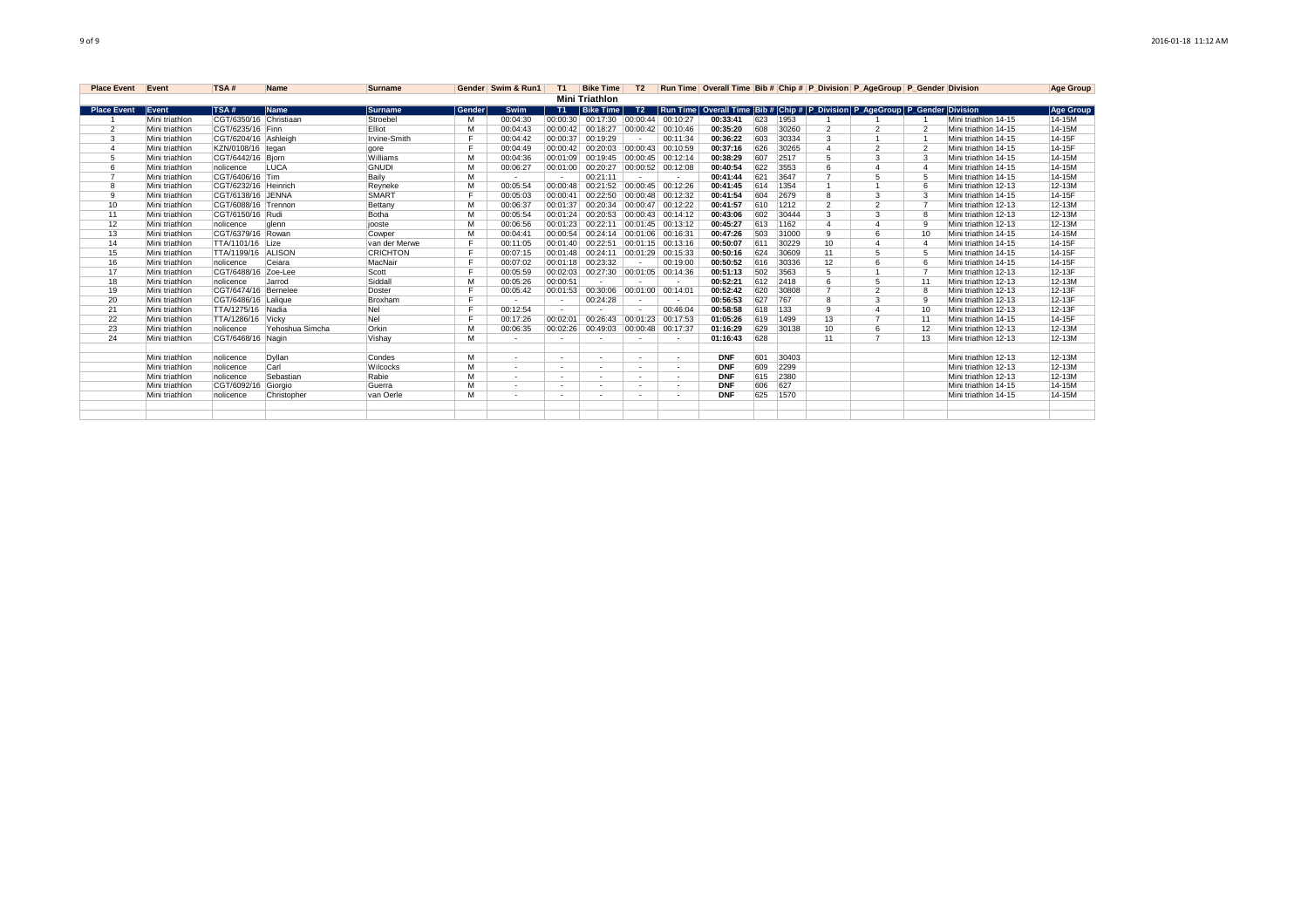## Mini Triathlon

| Place Event | Event | TSA # | Name | Surname | Gender | Swim | T1 | Bike Time | T2 | Run Time | Overall Time | Bib # | Chip # | P_Division | P_AgeGroup | P_Gender | Division | Age Group |
|---|---|---|---|---|---|---|---|---|---|---|---|---|---|---|---|---|---|---|
| 1 | Mini triathlon | CGT/6350/16 | Christiaan | Stroebel | M | 00:04:30 | 00:00:30 | 00:17:30 | 00:00:44 | 00:10:27 | **00:33:41** | 623 | 1953 | 1 | 1 | 1 | Mini triathlon 14-15 | 14-15M |
| 2 | Mini triathlon | CGT/6235/16 | Finn | Elliot | M | 00:04:43 | 00:00:42 | 00:18:27 | 00:00:42 | 00:10:46 | **00:35:20** | 608 | 30260 | 2 | 2 | 2 | Mini triathlon 14-15 | 14-15M |
| 3 | Mini triathlon | CGT/6204/16 | Ashleigh | Irvine-Smith | F | 00:04:42 | 00:00:37 | 00:19:29 | - | 00:11:34 | **00:36:22** | 603 | 30334 | 3 | 1 | 1 | Mini triathlon 14-15 | 14-15F |
| 4 | Mini triathlon | KZN/0108/16 | tegan | gore | F | 00:04:49 | 00:00:42 | 00:20:03 | 00:00:43 | 00:10:59 | **00:37:16** | 626 | 30265 | 4 | 2 | 2 | Mini triathlon 14-15 | 14-15F |
| 5 | Mini triathlon | CGT/6442/16 | Bjorn | Williams | M | 00:04:36 | 00:01:09 | 00:19:45 | 00:00:45 | 00:12:14 | **00:38:29** | 607 | 2517 | 5 | 3 | 3 | Mini triathlon 14-15 | 14-15M |
| 6 | Mini triathlon | nolicence | LUCA | GNUDI | M | 00:06:27 | 00:01:00 | 00:20:27 | 00:00:52 | 00:12:08 | **00:40:54** | 622 | 3553 | 6 | 4 | 4 | Mini triathlon 14-15 | 14-15M |
| 7 | Mini triathlon | CGT/6406/16 | Tim | Baily | M | - | - | 00:21:11 | - | - | **00:41:44** | 621 | 3647 | 7 | 5 | 5 | Mini triathlon 14-15 | 14-15M |
| 8 | Mini triathlon | CGT/6232/16 | Heinrich | Reyneke | M | 00:05:54 | 00:00:48 | 00:21:52 | 00:00:45 | 00:12:26 | **00:41:45** | 614 | 1354 | 1 | 1 | 6 | Mini triathlon 12-13 | 12-13M |
| 9 | Mini triathlon | CGT/6138/16 | JENNA | SMART | F | 00:05:03 | 00:00:41 | 00:22:50 | 00:00:48 | 00:12:32 | **00:41:54** | 604 | 2679 | 8 | 3 | 3 | Mini triathlon 14-15 | 14-15F |
| 10 | Mini triathlon | CGT/6088/16 | Trennon | Bettany | M | 00:06:37 | 00:01:37 | 00:20:34 | 00:00:47 | 00:12:22 | **00:41:57** | 610 | 1212 | 2 | 2 | 7 | Mini triathlon 12-13 | 12-13M |
| 11 | Mini triathlon | CGT/6150/16 | Rudi | Botha | M | 00:05:54 | 00:01:24 | 00:20:53 | 00:00:43 | 00:14:12 | **00:43:06** | 602 | 30444 | 3 | 3 | 8 | Mini triathlon 12-13 | 12-13M |
| 12 | Mini triathlon | nolicence | glenn | jooste | M | 00:06:56 | 00:01:23 | 00:22:11 | 00:01:45 | 00:13:12 | **00:45:27** | 613 | 1162 | 4 | 4 | 9 | Mini triathlon 12-13 | 12-13M |
| 13 | Mini triathlon | CGT/6379/16 | Rowan | Cowper | M | 00:04:41 | 00:00:54 | 00:24:14 | 00:01:06 | 00:16:31 | **00:47:26** | 503 | 31000 | 9 | 6 | 10 | Mini triathlon 14-15 | 14-15M |
| 14 | Mini triathlon | TTA/1101/16 | Lize | van der Merwe | F | 00:11:05 | 00:01:40 | 00:22:51 | 00:01:15 | 00:13:16 | **00:50:07** | 611 | 30229 | 10 | 4 | 4 | Mini triathlon 14-15 | 14-15F |
| 15 | Mini triathlon | TTA/1199/16 | ALISON | CRICHTON | F | 00:07:15 | 00:01:48 | 00:24:11 | 00:01:29 | 00:15:33 | **00:50:16** | 624 | 30609 | 11 | 5 | 5 | Mini triathlon 14-15 | 14-15F |
| 16 | Mini triathlon | nolicence | Ceiara | MacNair | F | 00:07:02 | 00:01:18 | 00:23:32 | - | 00:19:00 | **00:50:52** | 616 | 30336 | 12 | 6 | 6 | Mini triathlon 14-15 | 14-15F |
| 17 | Mini triathlon | CGT/6488/16 | Zoe-Lee | Scott | F | 00:05:59 | 00:02:03 | 00:27:30 | 00:01:05 | 00:14:36 | **00:51:13** | 502 | 3563 | 5 | 1 | 7 | Mini triathlon 12-13 | 12-13F |
| 18 | Mini triathlon | nolicence | Jarrod | Siddall | M | 00:05:26 | 00:00:51 | - | - | - | **00:52:21** | 612 | 2418 | 6 | 5 | 11 | Mini triathlon 12-13 | 12-13M |
| 19 | Mini triathlon | CGT/6474/16 | Bernelee | Doster | F | 00:05:42 | 00:01:53 | 00:30:06 | 00:01:00 | 00:14:01 | **00:52:42** | 620 | 30808 | 7 | 2 | 8 | Mini triathlon 12-13 | 12-13F |
| 20 | Mini triathlon | CGT/6486/16 | Lalique | Broxham | F | - | - | 00:24:28 | - | - | **00:56:53** | 627 | 767 | 8 | 3 | 9 | Mini triathlon 12-13 | 12-13F |
| 21 | Mini triathlon | TTA/1275/16 | Nadia | Nel | F | 00:12:54 | - | - | - | 00:46:04 | **00:58:58** | 618 | 133 | 9 | 4 | 10 | Mini triathlon 12-13 | 12-13F |
| 22 | Mini triathlon | TTA/1286/16 | Vicky | Nel | F | 00:17:26 | 00:02:01 | 00:26:43 | 00:01:23 | 00:17:53 | **01:05:26** | 619 | 1499 | 13 | 7 | 11 | Mini triathlon 14-15 | 14-15F |
| 23 | Mini triathlon | nolicence | Yehoshua Simcha | Orkin | M | 00:06:35 | 00:02:26 | 00:49:03 | 00:00:48 | 00:17:37 | **01:16:29** | 629 | 30138 | 10 | 6 | 12 | Mini triathlon 12-13 | 12-13M |
| 24 | Mini triathlon | CGT/6468/16 | Nagin | Vishay | M | - | - | - | - | - | **01:16:43** | 628 | | 11 | 7 | 13 | Mini triathlon 12-13 | 12-13M |
| | | | | | | | | | | | | | | | | | | |
| | Mini triathlon | nolicence | Dyllan | Condes | M | - | - | - | - | - | **DNF** | 601 | 30403 | | | | Mini triathlon 12-13 | 12-13M |
| | Mini triathlon | nolicence | Carl | Wilcocks | M | - | - | - | - | - | **DNF** | 609 | 2299 | | | | Mini triathlon 12-13 | 12-13M |
| | Mini triathlon | nolicence | Sebastian | Rabie | M | - | - | - | - | - | **DNF** | 615 | 2380 | | | | Mini triathlon 12-13 | 12-13M |
| | Mini triathlon | CGT/6092/16 | Giorgio | Guerra | M | - | - | - | - | - | **DNF** | 606 | 627 | | | | Mini triathlon 14-15 | 14-15M |
| | Mini triathlon | nolicence | Christopher | van Oerle | M | - | - | - | - | - | **DNF** | 625 | 1570 | | | | Mini triathlon 14-15 | 14-15M |